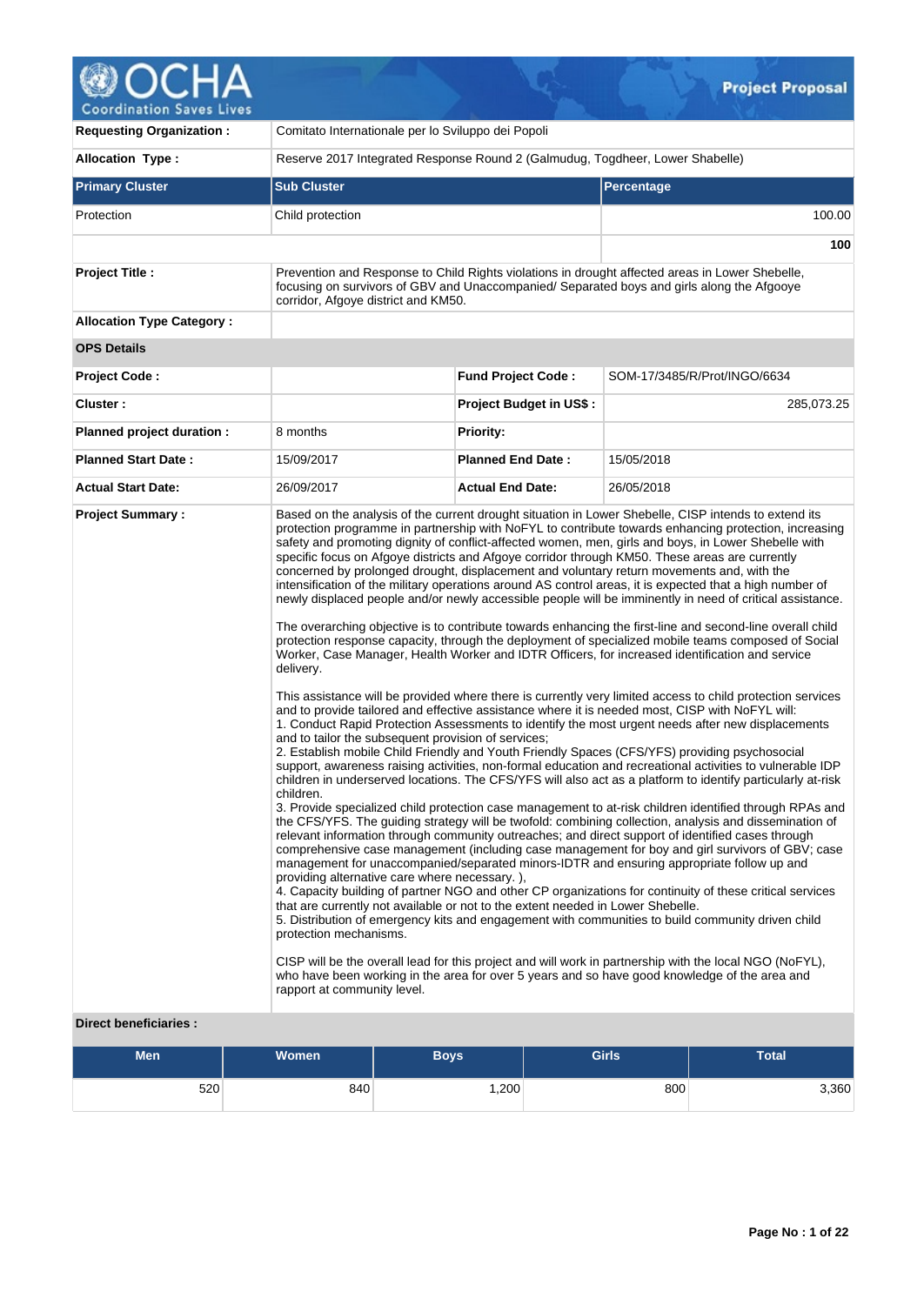# Project Proposal

| | |
|---|---|
| **Requesting Organization :** | Comitato Internationale per lo Sviluppo dei Popoli |
| **Allocation Type :** | Reserve 2017 Integrated Response Round 2 (Galmudug, Togdheer, Lower Shabelle) |

| Primary Cluster | Sub Cluster | Percentage |
|---|---|---|
| Protection | Child protection | 100.00 |
| | | **100** |

| | | | |
|---|---|---|---|
| **Project Title :** | Prevention and Response to Child Rights violations in drought affected areas in Lower Shebelle, focusing on survivors of GBV and Unaccompanied/ Separated boys and girls along the Afgooye corridor, Afgoye district and KM50. | | |
| **Allocation Type Category :** | | | |
| **OPS Details** | | | |
| **Project Code :** | | **Fund Project Code :** | SOM-17/3485/R/Prot/INGO/6634 |
| **Cluster :** | | **Project Budget in US$ :** | 285,073.25 |
| **Planned project duration :** | 8 months | **Priority:** | |
| **Planned Start Date :** | 15/09/2017 | **Planned End Date :** | 15/05/2018 |
| **Actual Start Date:** | 26/09/2017 | **Actual End Date:** | 26/05/2018 |

**Project Summary :**

Based on the analysis of the current drought situation in Lower Shebelle, CISP intends to extend its protection programme in partnership with NoFYL to contribute towards enhancing protection, increasing safety and promoting dignity of conflict-affected women, men, girls and boys, in Lower Shebelle with specific focus on Afgoye districts and Afgoye corridor through KM50. These areas are currently concerned by prolonged drought, displacement and voluntary return movements and, with the intensification of the military operations around AS control areas, it is expected that a high number of newly displaced people and/or newly accessible people will be imminently in need of critical assistance.

The overarching objective is to contribute towards enhancing the first-line and second-line overall child protection response capacity, through the deployment of specialized mobile teams composed of Social Worker, Case Manager, Health Worker and IDTR Officers, for increased identification and service delivery.

This assistance will be provided where there is currently very limited access to child protection services and to provide tailored and effective assistance where it is needed most, CISP with NoFYL will:
1. Conduct Rapid Protection Assessments to identify the most urgent needs after new displacements and to tailor the subsequent provision of services;
2. Establish mobile Child Friendly and Youth Friendly Spaces (CFS/YFS) providing psychosocial support, awareness raising activities, non-formal education and recreational activities to vulnerable IDP children in underserved locations. The CFS/YFS will also act as a platform to identify particularly at-risk children.
3. Provide specialized child protection case management to at-risk children identified through RPAs and the CFS/YFS. The guiding strategy will be twofold: combining collection, analysis and dissemination of relevant information through community outreaches; and direct support of identified cases through comprehensive case management (including case management for boy and girl survivors of GBV; case management for unaccompanied/separated minors-IDTR and ensuring appropriate follow up and providing alternative care where necessary. ),
4. Capacity building of partner NGO and other CP organizations for continuity of these critical services that are currently not available or not to the extent needed in Lower Shebelle.
5. Distribution of emergency kits and engagement with communities to build community driven child protection mechanisms.

CISP will be the overall lead for this project and will work in partnership with the local NGO (NoFYL), who have been working in the area for over 5 years and so have good knowledge of the area and rapport at community level.

**Direct beneficiaries :**

| Men | Women | Boys | Girls | Total |
|---|---|---|---|---|
| 520 | 840 | 1,200 | 800 | 3,360 |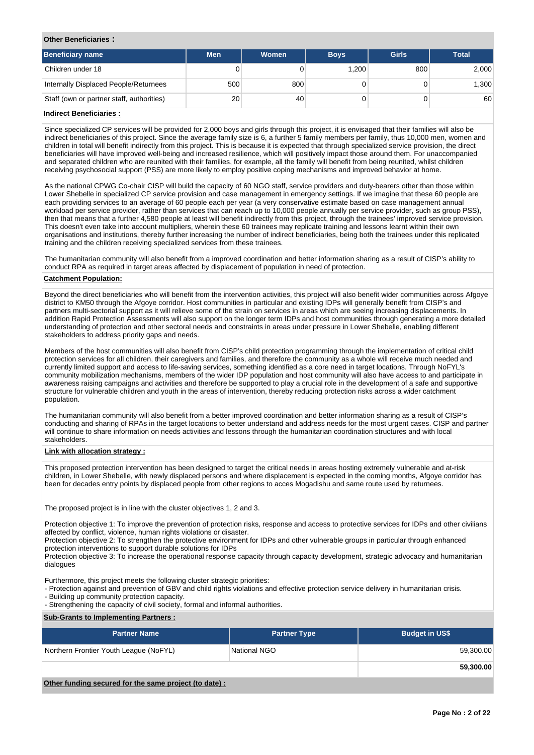**Other Beneficiaries :**

| Beneficiary name | Men | Women | Boys | Girls | Total |
|---|---|---|---|---|---|
| Children under 18 | 0 | 0 | 1,200 | 800 | 2,000 |
| Internally Displaced People/Returnees | 500 | 800 | 0 | 0 | 1,300 |
| Staff (own or partner staff, authorities) | 20 | 40 | 0 | 0 | 60 |

**Indirect Beneficiaries :**

Since specialized CP services will be provided for 2,000 boys and girls through this project, it is envisaged that their families will also be indirect beneficiaries of this project. Since the average family size is 6, a further 5 family members per family, thus 10,000 men, women and children in total will benefit indirectly from this project. This is because it is expected that through specialized service provision, the direct beneficiaries will have improved well-being and increased resilience, which will positively impact those around them. For unaccompanied and separated children who are reunited with their families, for example, all the family will benefit from being reunited, whilst children receiving psychosocial support (PSS) are more likely to employ positive coping mechanisms and improved behavior at home.

As the national CPWG Co-chair CISP will build the capacity of 60 NGO staff, service providers and duty-bearers other than those within Lower Shebelle in specialized CP service provision and case management in emergency settings. If we imagine that these 60 people are each providing services to an average of 60 people each per year (a very conservative estimate based on case management annual workload per service provider, rather than services that can reach up to 10,000 people annually per service provider, such as group PSS), then that means that a further 4,580 people at least will benefit indirectly from this project, through the trainees' improved service provision. This doesn't even take into account multipliers, wherein these 60 trainees may replicate training and lessons learnt within their own organisations and institutions, thereby further increasing the number of indirect beneficiaries, being both the trainees under this replicated training and the children receiving specialized services from these trainees.

The humanitarian community will also benefit from a improved coordination and better information sharing as a result of CISP's ability to conduct RPA as required in target areas affected by displacement of population in need of protection.

**Catchment Population:**

Beyond the direct beneficiaries who will benefit from the intervention activities, this project will also benefit wider communities across Afgoye district to KM50 through the Afgoye corridor. Host communities in particular and existing IDPs will generally benefit from CISP's and partners multi-sectorial support as it will relieve some of the strain on services in areas which are seeing increasing displacements. In addition Rapid Protection Assessments will also support on the longer term IDPs and host communities through generating a more detailed understanding of protection and other sectoral needs and constraints in areas under pressure in Lower Shebelle, enabling different stakeholders to address priority gaps and needs.

Members of the host communities will also benefit from CISP's child protection programming through the implementation of critical child protection services for all children, their caregivers and families, and therefore the community as a whole will receive much needed and currently limited support and access to life-saving services, something identified as a core need in target locations. Through NoFYL's community mobilization mechanisms, members of the wider IDP population and host community will also have access to and participate in awareness raising campaigns and activities and therefore be supported to play a crucial role in the development of a safe and supportive structure for vulnerable children and youth in the areas of intervention, thereby reducing protection risks across a wider catchment population.

The humanitarian community will also benefit from a better improved coordination and better information sharing as a result of CISP's conducting and sharing of RPAs in the target locations to better understand and address needs for the most urgent cases. CISP and partner will continue to share information on needs activities and lessons through the humanitarian coordination structures and with local stakeholders.

**Link with allocation strategy :**

This proposed protection intervention has been designed to target the critical needs in areas hosting extremely vulnerable and at-risk children, in Lower Shebelle, with newly displaced persons and where displacement is expected in the coming months, Afgoye corridor has been for decades entry points by displaced people from other regions to acces Mogadishu and same route used by returnees.

The proposed project is in line with the cluster objectives 1, 2 and 3.

Protection objective 1: To improve the prevention of protection risks, response and access to protective services for IDPs and other civilians affected by conflict, violence, human rights violations or disaster.
Protection objective 2: To strengthen the protective environment for IDPs and other vulnerable groups in particular through enhanced protection interventions to support durable solutions for IDPs
Protection objective 3: To increase the operational response capacity through capacity development, strategic advocacy and humanitarian dialogues

Furthermore, this project meets the following cluster strategic priorities:
- Protection against and prevention of GBV and child rights violations and effective protection service delivery in humanitarian crisis.
- Building up community protection capacity.
- Strengthening the capacity of civil society, formal and informal authorities.

**Sub-Grants to Implementing Partners :**

| Partner Name | Partner Type | Budget in US$ |
|---|---|---|
| Northern Frontier Youth League (NoFYL) | National NGO | 59,300.00 |
| | | **59,300.00** |

**Other funding secured for the same project (to date) :**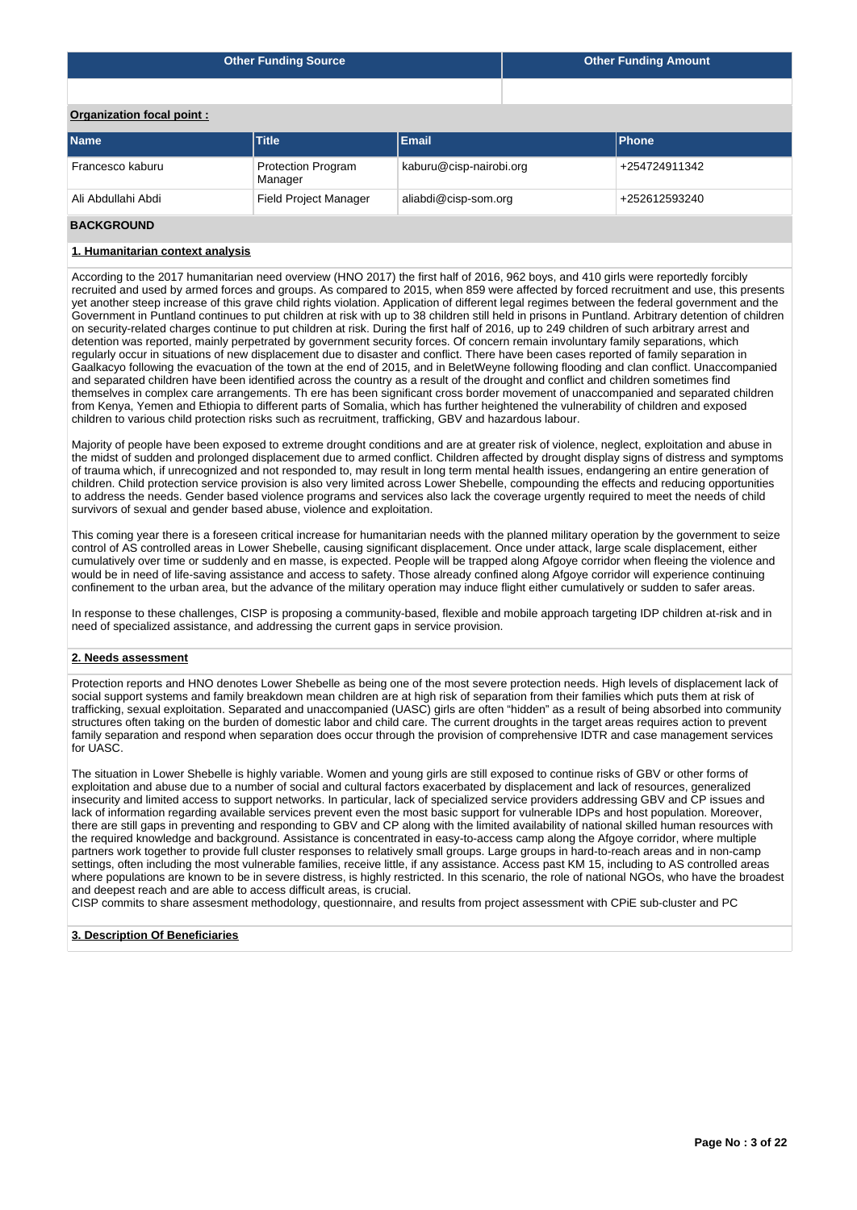| Other Funding Source | Other Funding Amount |
|---|---|
| | |

**Organization focal point :**

| Name | Title | Email | Phone |
|---|---|---|---|
| Francesco kaburu | Protection Program Manager | kaburu@cisp-nairobi.org | +254724911342 |
| Ali Abdullahi Abdi | Field Project Manager | aliabdi@cisp-som.org | +252612593240 |

## BACKGROUND

### 1. Humanitarian context analysis

According to the 2017 humanitarian need overview (HNO 2017) the first half of 2016, 962 boys, and 410 girls were reportedly forcibly recruited and used by armed forces and groups. As compared to 2015, when 859 were affected by forced recruitment and use, this presents yet another steep increase of this grave child rights violation. Application of different legal regimes between the federal government and the Government in Puntland continues to put children at risk with up to 38 children still held in prisons in Puntland. Arbitrary detention of children on security-related charges continue to put children at risk. During the first half of 2016, up to 249 children of such arbitrary arrest and detention was reported, mainly perpetrated by government security forces. Of concern remain involuntary family separations, which regularly occur in situations of new displacement due to disaster and conflict. There have been cases reported of family separation in Gaalkacyo following the evacuation of the town at the end of 2015, and in BeletWeyne following flooding and clan conflict. Unaccompanied and separated children have been identified across the country as a result of the drought and conflict and children sometimes find themselves in complex care arrangements. Th ere has been significant cross border movement of unaccompanied and separated children from Kenya, Yemen and Ethiopia to different parts of Somalia, which has further heightened the vulnerability of children and exposed children to various child protection risks such as recruitment, trafficking, GBV and hazardous labour.

Majority of people have been exposed to extreme drought conditions and are at greater risk of violence, neglect, exploitation and abuse in the midst of sudden and prolonged displacement due to armed conflict. Children affected by drought display signs of distress and symptoms of trauma which, if unrecognized and not responded to, may result in long term mental health issues, endangering an entire generation of children. Child protection service provision is also very limited across Lower Shebelle, compounding the effects and reducing opportunities to address the needs. Gender based violence programs and services also lack the coverage urgently required to meet the needs of child survivors of sexual and gender based abuse, violence and exploitation.

This coming year there is a foreseen critical increase for humanitarian needs with the planned military operation by the government to seize control of AS controlled areas in Lower Shebelle, causing significant displacement. Once under attack, large scale displacement, either cumulatively over time or suddenly and en masse, is expected. People will be trapped along Afgoye corridor when fleeing the violence and would be in need of life-saving assistance and access to safety. Those already confined along Afgoye corridor will experience continuing confinement to the urban area, but the advance of the military operation may induce flight either cumulatively or sudden to safer areas.

In response to these challenges, CISP is proposing a community-based, flexible and mobile approach targeting IDP children at-risk and in need of specialized assistance, and addressing the current gaps in service provision.

### 2. Needs assessment

Protection reports and HNO denotes Lower Shebelle as being one of the most severe protection needs. High levels of displacement lack of social support systems and family breakdown mean children are at high risk of separation from their families which puts them at risk of trafficking, sexual exploitation. Separated and unaccompanied (UASC) girls are often "hidden" as a result of being absorbed into community structures often taking on the burden of domestic labor and child care. The current droughts in the target areas requires action to prevent family separation and respond when separation does occur through the provision of comprehensive IDTR and case management services for UASC.

The situation in Lower Shebelle is highly variable. Women and young girls are still exposed to continue risks of GBV or other forms of exploitation and abuse due to a number of social and cultural factors exacerbated by displacement and lack of resources, generalized insecurity and limited access to support networks. In particular, lack of specialized service providers addressing GBV and CP issues and lack of information regarding available services prevent even the most basic support for vulnerable IDPs and host population. Moreover, there are still gaps in preventing and responding to GBV and CP along with the limited availability of national skilled human resources with the required knowledge and background. Assistance is concentrated in easy-to-access camp along the Afgoye corridor, where multiple partners work together to provide full cluster responses to relatively small groups. Large groups in hard-to-reach areas and in non-camp settings, often including the most vulnerable families, receive little, if any assistance. Access past KM 15, including to AS controlled areas where populations are known to be in severe distress, is highly restricted. In this scenario, the role of national NGOs, who have the broadest and deepest reach and are able to access difficult areas, is crucial.
CISP commits to share assesment methodology, questionnaire, and results from project assessment with CPiE sub-cluster and PC

### 3. Description Of Beneficiaries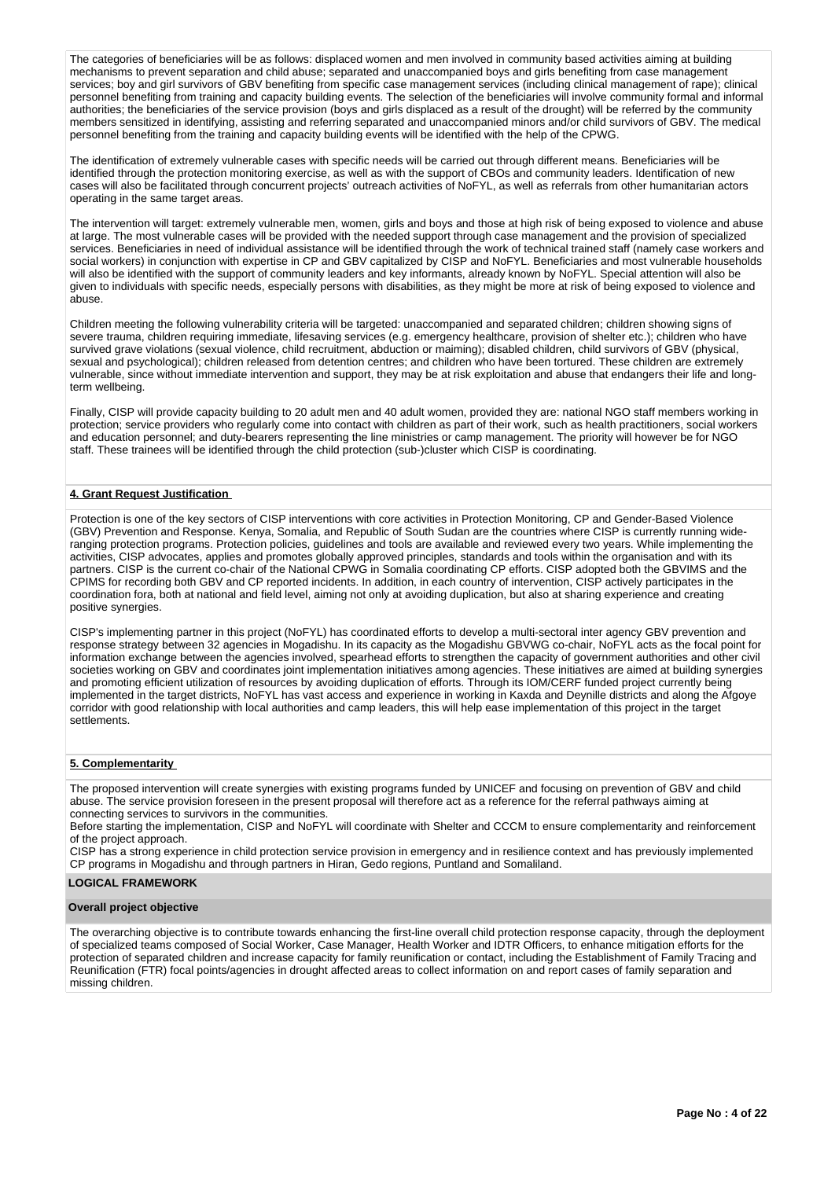The categories of beneficiaries will be as follows: displaced women and men involved in community based activities aiming at building mechanisms to prevent separation and child abuse; separated and unaccompanied boys and girls benefiting from case management services; boy and girl survivors of GBV benefiting from specific case management services (including clinical management of rape); clinical personnel benefiting from training and capacity building events. The selection of the beneficiaries will involve community formal and informal authorities; the beneficiaries of the service provision (boys and girls displaced as a result of the drought) will be referred by the community members sensitized in identifying, assisting and referring separated and unaccompanied minors and/or child survivors of GBV. The medical personnel benefiting from the training and capacity building events will be identified with the help of the CPWG.

The identification of extremely vulnerable cases with specific needs will be carried out through different means. Beneficiaries will be identified through the protection monitoring exercise, as well as with the support of CBOs and community leaders. Identification of new cases will also be facilitated through concurrent projects' outreach activities of NoFYL, as well as referrals from other humanitarian actors operating in the same target areas.

The intervention will target: extremely vulnerable men, women, girls and boys and those at high risk of being exposed to violence and abuse at large. The most vulnerable cases will be provided with the needed support through case management and the provision of specialized services. Beneficiaries in need of individual assistance will be identified through the work of technical trained staff (namely case workers and social workers) in conjunction with expertise in CP and GBV capitalized by CISP and NoFYL. Beneficiaries and most vulnerable households will also be identified with the support of community leaders and key informants, already known by NoFYL. Special attention will also be given to individuals with specific needs, especially persons with disabilities, as they might be more at risk of being exposed to violence and abuse.

Children meeting the following vulnerability criteria will be targeted: unaccompanied and separated children; children showing signs of severe trauma, children requiring immediate, lifesaving services (e.g. emergency healthcare, provision of shelter etc.); children who have survived grave violations (sexual violence, child recruitment, abduction or maiming); disabled children, child survivors of GBV (physical, sexual and psychological); children released from detention centres; and children who have been tortured. These children are extremely vulnerable, since without immediate intervention and support, they may be at risk exploitation and abuse that endangers their life and long-term wellbeing.

Finally, CISP will provide capacity building to 20 adult men and 40 adult women, provided they are: national NGO staff members working in protection; service providers who regularly come into contact with children as part of their work, such as health practitioners, social workers and education personnel; and duty-bearers representing the line ministries or camp management. The priority will however be for NGO staff. These trainees will be identified through the child protection (sub-)cluster which CISP is coordinating.

**4. Grant Request Justification**

Protection is one of the key sectors of CISP interventions with core activities in Protection Monitoring, CP and Gender-Based Violence (GBV) Prevention and Response. Kenya, Somalia, and Republic of South Sudan are the countries where CISP is currently running wide-ranging protection programs. Protection policies, guidelines and tools are available and reviewed every two years. While implementing the activities, CISP advocates, applies and promotes globally approved principles, standards and tools within the organisation and with its partners. CISP is the current co-chair of the National CPWG in Somalia coordinating CP efforts. CISP adopted both the GBVIMS and the CPIMS for recording both GBV and CP reported incidents. In addition, in each country of intervention, CISP actively participates in the coordination fora, both at national and field level, aiming not only at avoiding duplication, but also at sharing experience and creating positive synergies.

CISP's implementing partner in this project (NoFYL) has coordinated efforts to develop a multi-sectoral inter agency GBV prevention and response strategy between 32 agencies in Mogadishu. In its capacity as the Mogadishu GBVWG co-chair, NoFYL acts as the focal point for information exchange between the agencies involved, spearhead efforts to strengthen the capacity of government authorities and other civil societies working on GBV and coordinates joint implementation initiatives among agencies. These initiatives are aimed at building synergies and promoting efficient utilization of resources by avoiding duplication of efforts. Through its IOM/CERF funded project currently being implemented in the target districts, NoFYL has vast access and experience in working in Kaxda and Deynille districts and along the Afgoye corridor with good relationship with local authorities and camp leaders, this will help ease implementation of this project in the target settlements.

**5. Complementarity**

The proposed intervention will create synergies with existing programs funded by UNICEF and focusing on prevention of GBV and child abuse. The service provision foreseen in the present proposal will therefore act as a reference for the referral pathways aiming at connecting services to survivors in the communities.
Before starting the implementation, CISP and NoFYL will coordinate with Shelter and CCCM to ensure complementarity and reinforcement of the project approach.
CISP has a strong experience in child protection service provision in emergency and in resilience context and has previously implemented CP programs in Mogadishu and through partners in Hiran, Gedo regions, Puntland and Somaliland.

## LOGICAL FRAMEWORK

### Overall project objective

The overarching objective is to contribute towards enhancing the first-line overall child protection response capacity, through the deployment of specialized teams composed of Social Worker, Case Manager, Health Worker and IDTR Officers, to enhance mitigation efforts for the protection of separated children and increase capacity for family reunification or contact, including the Establishment of Family Tracing and Reunification (FTR) focal points/agencies in drought affected areas to collect information on and report cases of family separation and missing children.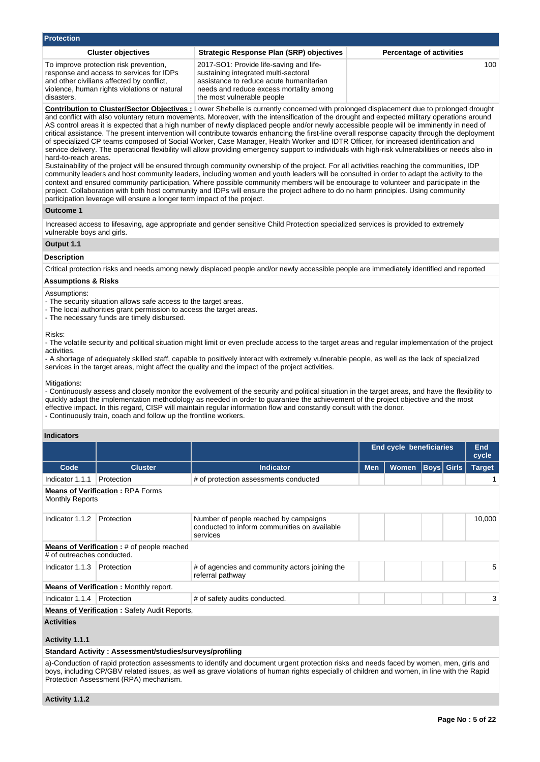## Protection

| Cluster objectives | Strategic Response Plan (SRP) objectives | Percentage of activities |
|---|---|---|
| To improve protection risk prevention, response and access to services for IDPs and other civilians affected by conflict, violence, human rights violations or natural disasters. | 2017-SO1: Provide life-saving and life-sustaining integrated multi-sectoral assistance to reduce acute humanitarian needs and reduce excess mortality among the most vulnerable people | 100 |

**Contribution to Cluster/Sector Objectives :** Lower Shebelle is currently concerned with prolonged displacement due to prolonged drought and conflict with also voluntary return movements. Moreover, with the intensification of the drought and expected military operations around AS control areas it is expected that a high number of newly displaced people and/or newly accessible people will be imminently in need of critical assistance. The present intervention will contribute towards enhancing the first-line overall response capacity through the deployment of specialized CP teams composed of Social Worker, Case Manager, Health Worker and IDTR Officer, for increased identification and service delivery. The operational flexibility will allow providing emergency support to individuals with high-risk vulnerabilities or needs also in hard-to-reach areas.
Sustainability of the project will be ensured through community ownership of the project. For all activities reaching the communities, IDP community leaders and host community leaders, including women and youth leaders will be consulted in order to adapt the activity to the context and ensured community participation, Where possible community members will be encourage to volunteer and participate in the project. Collaboration with both host community and IDPs will ensure the project adhere to do no harm principles. Using community participation leverage will ensure a longer term impact of the project.

### Outcome 1

Increased access to lifesaving, age appropriate and gender sensitive Child Protection specialized services is provided to extremely vulnerable boys and girls.

### Output 1.1

#### Description

Critical protection risks and needs among newly displaced people and/or newly accessible people are immediately identified and reported

#### Assumptions & Risks

Assumptions:
- The security situation allows safe access to the target areas.
- The local authorities grant permission to access the target areas.
- The necessary funds are timely disbursed.

Risks:
- The volatile security and political situation might limit or even preclude access to the target areas and regular implementation of the project activities.
- A shortage of adequately skilled staff, capable to positively interact with extremely vulnerable people, as well as the lack of specialized services in the target areas, might affect the quality and the impact of the project activities.

Mitigations:
- Continuously assess and closely monitor the evolvement of the security and political situation in the target areas, and have the flexibility to quickly adapt the implementation methodology as needed in order to guarantee the achievement of the project objective and the most effective impact. In this regard, CISP will maintain regular information flow and constantly consult with the donor.
- Continuously train, coach and follow up the frontline workers.

#### Indicators

| | | | End cycle beneficiaries | | | | End cycle |
|---|---|---|---|---|---|---|---|
| **Code** | **Cluster** | **Indicator** | **Men** | **Women** | **Boys** | **Girls** | **Target** |
| Indicator 1.1.1 | Protection | # of protection assessments conducted | | | | | 1 |
| **Means of Verification :** RPA Forms<br>Monthly Reports | | | | | | | |
| Indicator 1.1.2 | Protection | Number of people reached by campaigns conducted to inform communities on available services | | | | | 10,000 |
| **Means of Verification :** # of people reached<br># of outreaches conducted. | | | | | | | |
| Indicator 1.1.3 | Protection | # of agencies and community actors joining the referral pathway | | | | | 5 |
| **Means of Verification :** Monthly report. | | | | | | | |
| Indicator 1.1.4 | Protection | # of safety audits conducted. | | | | | 3 |
| **Means of Verification :** Safety Audit Reports, | | | | | | | |

#### Activities

**Activity 1.1.1**

**Standard Activity : Assessment/studies/surveys/profiling**

a)-Conduction of rapid protection assessments to identify and document urgent protection risks and needs faced by women, men, girls and boys, including CP/GBV related issues, as well as grave violations of human rights especially of children and women, in line with the Rapid Protection Assessment (RPA) mechanism.

**Activity 1.1.2**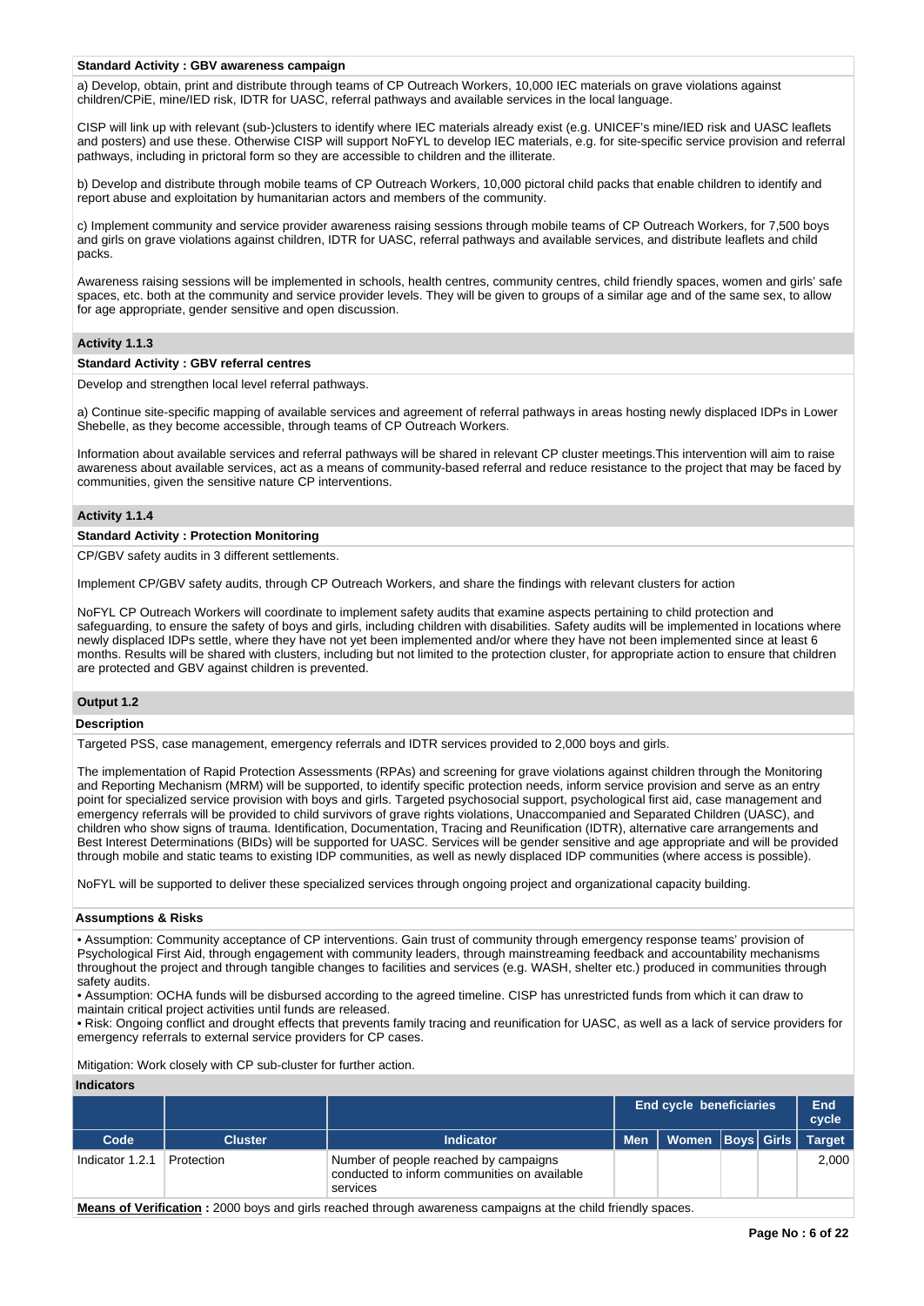**Standard Activity : GBV awareness campaign**

a) Develop, obtain, print and distribute through teams of CP Outreach Workers, 10,000 IEC materials on grave violations against children/CPiE, mine/IED risk, IDTR for UASC, referral pathways and available services in the local language.

CISP will link up with relevant (sub-)clusters to identify where IEC materials already exist (e.g. UNICEF's mine/IED risk and UASC leaflets and posters) and use these. Otherwise CISP will support NoFYL to develop IEC materials, e.g. for site-specific service provision and referral pathways, including in prictoral form so they are accessible to children and the illiterate.

b) Develop and distribute through mobile teams of CP Outreach Workers, 10,000 pictoral child packs that enable children to identify and report abuse and exploitation by humanitarian actors and members of the community.

c) Implement community and service provider awareness raising sessions through mobile teams of CP Outreach Workers, for 7,500 boys and girls on grave violations against children, IDTR for UASC, referral pathways and available services, and distribute leaflets and child packs.

Awareness raising sessions will be implemented in schools, health centres, community centres, child friendly spaces, women and girls' safe spaces, etc. both at the community and service provider levels. They will be given to groups of a similar age and of the same sex, to allow for age appropriate, gender sensitive and open discussion.

**Activity 1.1.3**

**Standard Activity : GBV referral centres**

Develop and strengthen local level referral pathways.

a) Continue site-specific mapping of available services and agreement of referral pathways in areas hosting newly displaced IDPs in Lower Shebelle, as they become accessible, through teams of CP Outreach Workers.

Information about available services and referral pathways will be shared in relevant CP cluster meetings.This intervention will aim to raise awareness about available services, act as a means of community-based referral and reduce resistance to the project that may be faced by communities, given the sensitive nature CP interventions.

**Activity 1.1.4**

**Standard Activity : Protection Monitoring**

CP/GBV safety audits in 3 different settlements.

Implement CP/GBV safety audits, through CP Outreach Workers, and share the findings with relevant clusters for action

NoFYL CP Outreach Workers will coordinate to implement safety audits that examine aspects pertaining to child protection and safeguarding, to ensure the safety of boys and girls, including children with disabilities. Safety audits will be implemented in locations where newly displaced IDPs settle, where they have not yet been implemented and/or where they have not been implemented since at least 6 months. Results will be shared with clusters, including but not limited to the protection cluster, for appropriate action to ensure that children are protected and GBV against children is prevented.

**Output 1.2**

**Description**

Targeted PSS, case management, emergency referrals and IDTR services provided to 2,000 boys and girls.

The implementation of Rapid Protection Assessments (RPAs) and screening for grave violations against children through the Monitoring and Reporting Mechanism (MRM) will be supported, to identify specific protection needs, inform service provision and serve as an entry point for specialized service provision with boys and girls. Targeted psychosocial support, psychological first aid, case management and emergency referrals will be provided to child survivors of grave rights violations, Unaccompanied and Separated Children (UASC), and children who show signs of trauma. Identification, Documentation, Tracing and Reunification (IDTR), alternative care arrangements and Best Interest Determinations (BIDs) will be supported for UASC. Services will be gender sensitive and age appropriate and will be provided through mobile and static teams to existing IDP communities, as well as newly displaced IDP communities (where access is possible).

NoFYL will be supported to deliver these specialized services through ongoing project and organizational capacity building.

**Assumptions & Risks**

• Assumption: Community acceptance of CP interventions. Gain trust of community through emergency response teams' provision of Psychological First Aid, through engagement with community leaders, through mainstreaming feedback and accountability mechanisms throughout the project and through tangible changes to facilities and services (e.g. WASH, shelter etc.) produced in communities through safety audits.
• Assumption: OCHA funds will be disbursed according to the agreed timeline. CISP has unrestricted funds from which it can draw to maintain critical project activities until funds are released.
• Risk: Ongoing conflict and drought effects that prevents family tracing and reunification for UASC, as well as a lack of service providers for emergency referrals to external service providers for CP cases.

Mitigation: Work closely with CP sub-cluster for further action.

**Indicators**

| | | | End cycle beneficiaries | | | | End cycle |
|---|---|---|---|---|---|---|---|
| **Code** | **Cluster** | **Indicator** | **Men** | **Women** | **Boys** | **Girls** | **Target** |
| Indicator 1.2.1 | Protection | Number of people reached by campaigns conducted to inform communities on available services | | | | | 2,000 |

**Means of Verification :** 2000 boys and girls reached through awareness campaigns at the child friendly spaces.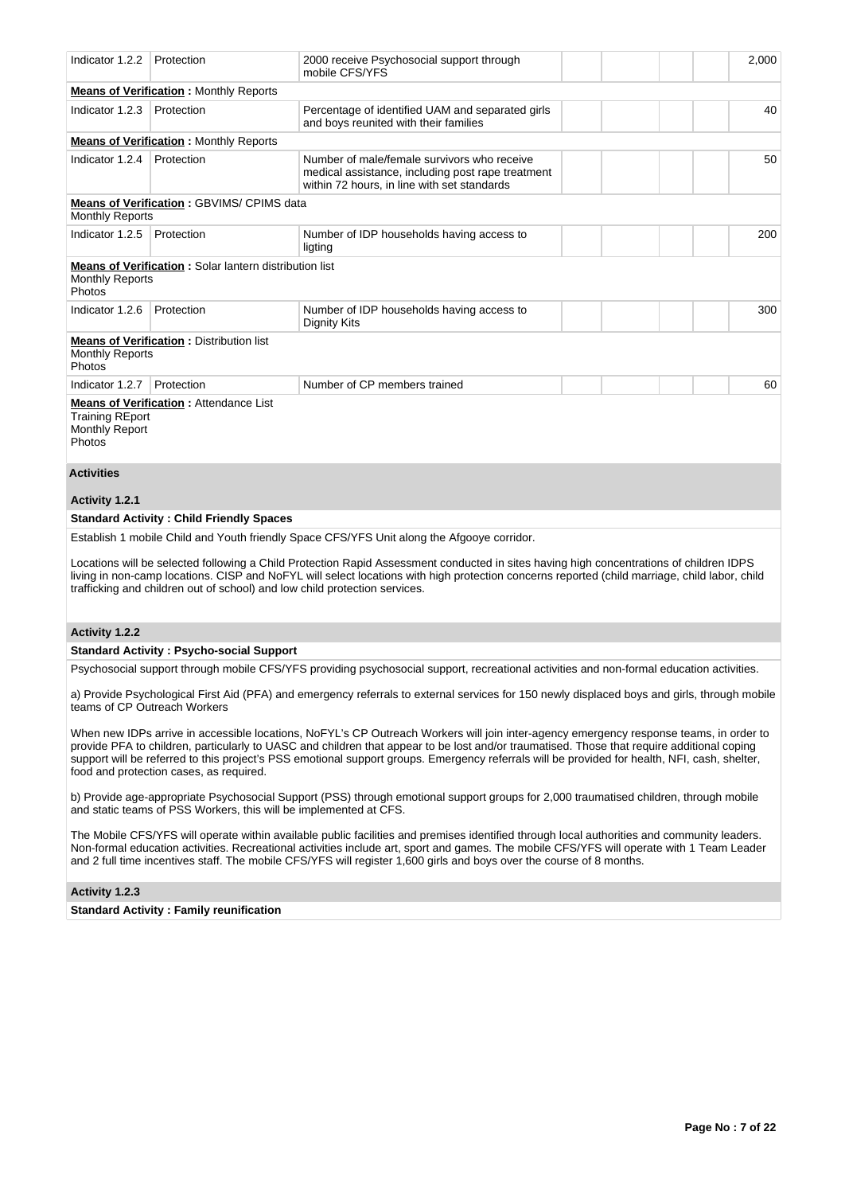| Indicator 1.2.2 | Protection | 2000 receive Psychosocial support through mobile CFS/YFS | | | | | 2,000 |
|---|---|---|---|---|---|---|---|
| **Means of Verification :** Monthly Reports | | | | | | | |
| Indicator 1.2.3 | Protection | Percentage of identified UAM and separated girls and boys reunited with their families | | | | | 40 |
| **Means of Verification :** Monthly Reports | | | | | | | |
| Indicator 1.2.4 | Protection | Number of male/female survivors who receive medical assistance, including post rape treatment within 72 hours, in line with set standards | | | | | 50 |
| **Means of Verification :** GBVIMS/ CPIMS data<br>Monthly Reports | | | | | | | |
| Indicator 1.2.5 | Protection | Number of IDP households having access to ligting | | | | | 200 |
| **Means of Verification :** Solar lantern distribution list<br>Monthly Reports<br>Photos | | | | | | | |
| Indicator 1.2.6 | Protection | Number of IDP households having access to Dignity Kits | | | | | 300 |
| **Means of Verification :** Distribution list<br>Monthly Reports<br>Photos | | | | | | | |
| Indicator 1.2.7 | Protection | Number of CP members trained | | | | | 60 |
| **Means of Verification :** Attendance List<br>Training REport<br>Monthly Report<br>Photos | | | | | | | |

**Activities**

**Activity 1.2.1**

**Standard Activity : Child Friendly Spaces**

Establish 1 mobile Child and Youth friendly Space CFS/YFS Unit along the Afgooye corridor.

Locations will be selected following a Child Protection Rapid Assessment conducted in sites having high concentrations of children IDPS living in non-camp locations. CISP and NoFYL will select locations with high protection concerns reported (child marriage, child labor, child trafficking and children out of school) and low child protection services.

**Activity 1.2.2**

**Standard Activity : Psycho-social Support**

Psychosocial support through mobile CFS/YFS providing psychosocial support, recreational activities and non-formal education activities.

a) Provide Psychological First Aid (PFA) and emergency referrals to external services for 150 newly displaced boys and girls, through mobile teams of CP Outreach Workers

When new IDPs arrive in accessible locations, NoFYL's CP Outreach Workers will join inter-agency emergency response teams, in order to provide PFA to children, particularly to UASC and children that appear to be lost and/or traumatised. Those that require additional coping support will be referred to this project's PSS emotional support groups. Emergency referrals will be provided for health, NFI, cash, shelter, food and protection cases, as required.

b) Provide age-appropriate Psychosocial Support (PSS) through emotional support groups for 2,000 traumatised children, through mobile and static teams of PSS Workers, this will be implemented at CFS.

The Mobile CFS/YFS will operate within available public facilities and premises identified through local authorities and community leaders. Non-formal education activities. Recreational activities include art, sport and games. The mobile CFS/YFS will operate with 1 Team Leader and 2 full time incentives staff. The mobile CFS/YFS will register 1,600 girls and boys over the course of 8 months.

**Activity 1.2.3**

**Standard Activity : Family reunification**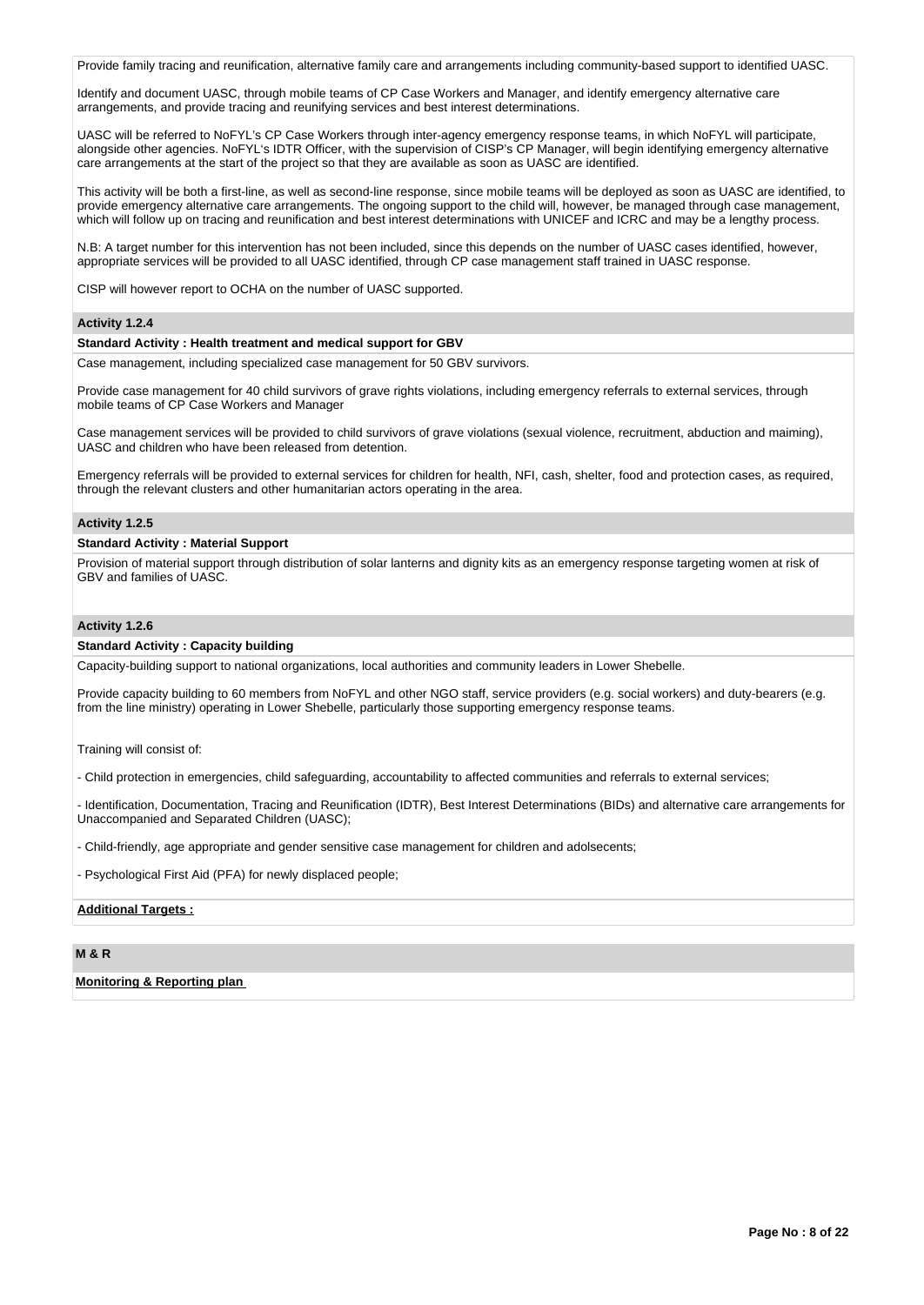Provide family tracing and reunification, alternative family care and arrangements including community-based support to identified UASC.

Identify and document UASC, through mobile teams of CP Case Workers and Manager, and identify emergency alternative care arrangements, and provide tracing and reunifying services and best interest determinations.

UASC will be referred to NoFYL's CP Case Workers through inter-agency emergency response teams, in which NoFYL will participate, alongside other agencies. NoFYL's IDTR Officer, with the supervision of CISP's CP Manager, will begin identifying emergency alternative care arrangements at the start of the project so that they are available as soon as UASC are identified.

This activity will be both a first-line, as well as second-line response, since mobile teams will be deployed as soon as UASC are identified, to provide emergency alternative care arrangements. The ongoing support to the child will, however, be managed through case management, which will follow up on tracing and reunification and best interest determinations with UNICEF and ICRC and may be a lengthy process.

N.B: A target number for this intervention has not been included, since this depends on the number of UASC cases identified, however, appropriate services will be provided to all UASC identified, through CP case management staff trained in UASC response.

CISP will however report to OCHA on the number of UASC supported.

**Activity 1.2.4**

**Standard Activity : Health treatment and medical support for GBV**

Case management, including specialized case management for 50 GBV survivors.

Provide case management for 40 child survivors of grave rights violations, including emergency referrals to external services, through mobile teams of CP Case Workers and Manager

Case management services will be provided to child survivors of grave violations (sexual violence, recruitment, abduction and maiming), UASC and children who have been released from detention.

Emergency referrals will be provided to external services for children for health, NFI, cash, shelter, food and protection cases, as required, through the relevant clusters and other humanitarian actors operating in the area.

**Activity 1.2.5**

**Standard Activity : Material Support**

Provision of material support through distribution of solar lanterns and dignity kits as an emergency response targeting women at risk of GBV and families of UASC.

**Activity 1.2.6**

**Standard Activity : Capacity building**

Capacity-building support to national organizations, local authorities and community leaders in Lower Shebelle.

Provide capacity building to 60 members from NoFYL and other NGO staff, service providers (e.g. social workers) and duty-bearers (e.g. from the line ministry) operating in Lower Shebelle, particularly those supporting emergency response teams.

Training will consist of:

- Child protection in emergencies, child safeguarding, accountability to affected communities and referrals to external services;

- Identification, Documentation, Tracing and Reunification (IDTR), Best Interest Determinations (BIDs) and alternative care arrangements for Unaccompanied and Separated Children (UASC);

- Child-friendly, age appropriate and gender sensitive case management for children and adolsecents;

- Psychological First Aid (PFA) for newly displaced people;

**Additional Targets :**

**M & R**

**Monitoring & Reporting plan**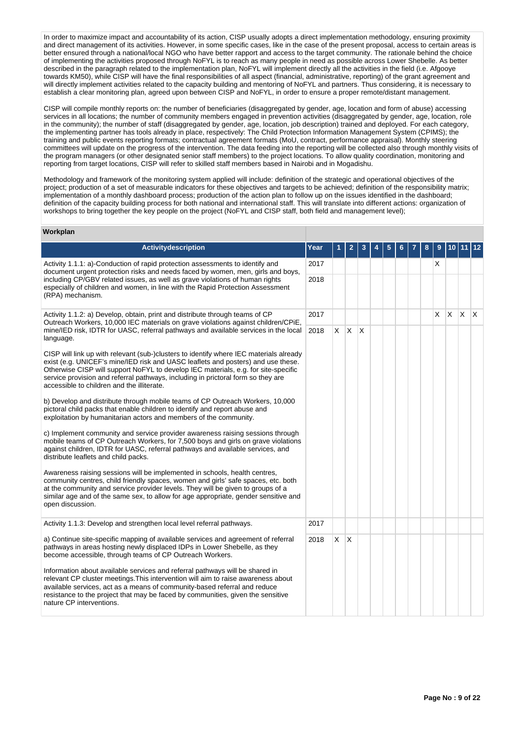In order to maximize impact and accountability of its action, CISP usually adopts a direct implementation methodology, ensuring proximity and direct management of its activities. However, in some specific cases, like in the case of the present proposal, access to certain areas is better ensured through a national/local NGO who have better rapport and access to the target community. The rationale behind the choice of implementing the activities proposed through NoFYL is to reach as many people in need as possible across Lower Shebelle. As better described in the paragraph related to the implementation plan, NoFYL will implement directly all the activities in the field (i.e. Afgooye towards KM50), while CISP will have the final responsibilities of all aspect (financial, administrative, reporting) of the grant agreement and will directly implement activities related to the capacity building and mentoring of NoFYL and partners. Thus considering, it is necessary to establish a clear monitoring plan, agreed upon between CISP and NoFYL, in order to ensure a proper remote/distant management.

CISP will compile monthly reports on: the number of beneficiaries (disaggregated by gender, age, location and form of abuse) accessing services in all locations; the number of community members engaged in prevention activities (disaggregated by gender, age, location, role in the community); the number of staff (disaggregated by gender, age, location, job description) trained and deployed. For each category, the implementing partner has tools already in place, respectively: The Child Protection Information Management System (CPIMS); the training and public events reporting formats; contractual agreement formats (MoU, contract, performance appraisal). Monthly steering committees will update on the progress of the intervention. The data feeding into the reporting will be collected also through monthly visits of the program managers (or other designated senior staff members) to the project locations. To allow quality coordination, monitoring and reporting from target locations, CISP will refer to skilled staff members based in Nairobi and in Mogadishu.

Methodology and framework of the monitoring system applied will include: definition of the strategic and operational objectives of the project; production of a set of measurable indicators for these objectives and targets to be achieved; definition of the responsibility matrix; implementation of a monthly dashboard process; production of the action plan to follow up on the issues identified in the dashboard; definition of the capacity building process for both national and international staff. This will translate into different actions: organization of workshops to bring together the key people on the project (NoFYL and CISP staff, both field and management level);

**Workplan**

| Activitydescription | Year | 1 | 2 | 3 | 4 | 5 | 6 | 7 | 8 | 9 | 10 | 11 | 12 |
|---|---|---|---|---|---|---|---|---|---|---|---|---|---|
| Activity 1.1.1: a)-Conduction of rapid protection assessments to identify and document urgent protection risks and needs faced by women, men, girls and boys, including CP/GBV related issues, as well as grave violations of human rights especially of children and women, in line with the Rapid Protection Assessment (RPA) mechanism. | 2017 | | | | | | | | | X | | | |
| | 2018 | | | | | | | | | | | | |
| Activity 1.1.2: a) Develop, obtain, print and distribute through teams of CP Outreach Workers, 10,000 IEC materials on grave violations against children/CPiE, mine/IED risk, IDTR for UASC, referral pathways and available services in the local language.<br><br>CISP will link up with relevant (sub-)clusters to identify where IEC materials already exist (e.g. UNICEF's mine/IED risk and UASC leaflets and posters) and use these. Otherwise CISP will support NoFYL to develop IEC materials, e.g. for site-specific service provision and referral pathways, including in prictoral form so they are accessible to children and the illiterate.<br><br>b) Develop and distribute through mobile teams of CP Outreach Workers, 10,000 pictoral child packs that enable children to identify and report abuse and exploitation by humanitarian actors and members of the community.<br><br>c) Implement community and service provider awareness raising sessions through mobile teams of CP Outreach Workers, for 7,500 boys and girls on grave violations against children, IDTR for UASC, referral pathways and available services, and distribute leaflets and child packs.<br><br>Awareness raising sessions will be implemented in schools, health centres, community centres, child friendly spaces, women and girls' safe spaces, etc. both at the community and service provider levels. They will be given to groups of a similar age and of the same sex, to allow for age appropriate, gender sensitive and open discussion. | 2017 | | | | | | | | | X | X | X | X |
| | 2018 | X | X | X | | | | | | | | | |
| Activity 1.1.3: Develop and strengthen local level referral pathways.<br><br>a) Continue site-specific mapping of available services and agreement of referral pathways in areas hosting newly displaced IDPs in Lower Shebelle, as they become accessible, through teams of CP Outreach Workers.<br><br>Information about available services and referral pathways will be shared in relevant CP cluster meetings.This intervention will aim to raise awareness about available services, act as a means of community-based referral and reduce resistance to the project that may be faced by communities, given the sensitive nature CP interventions. | 2017 | | | | | | | | | | | | |
| | 2018 | X | X | | | | | | | | | | |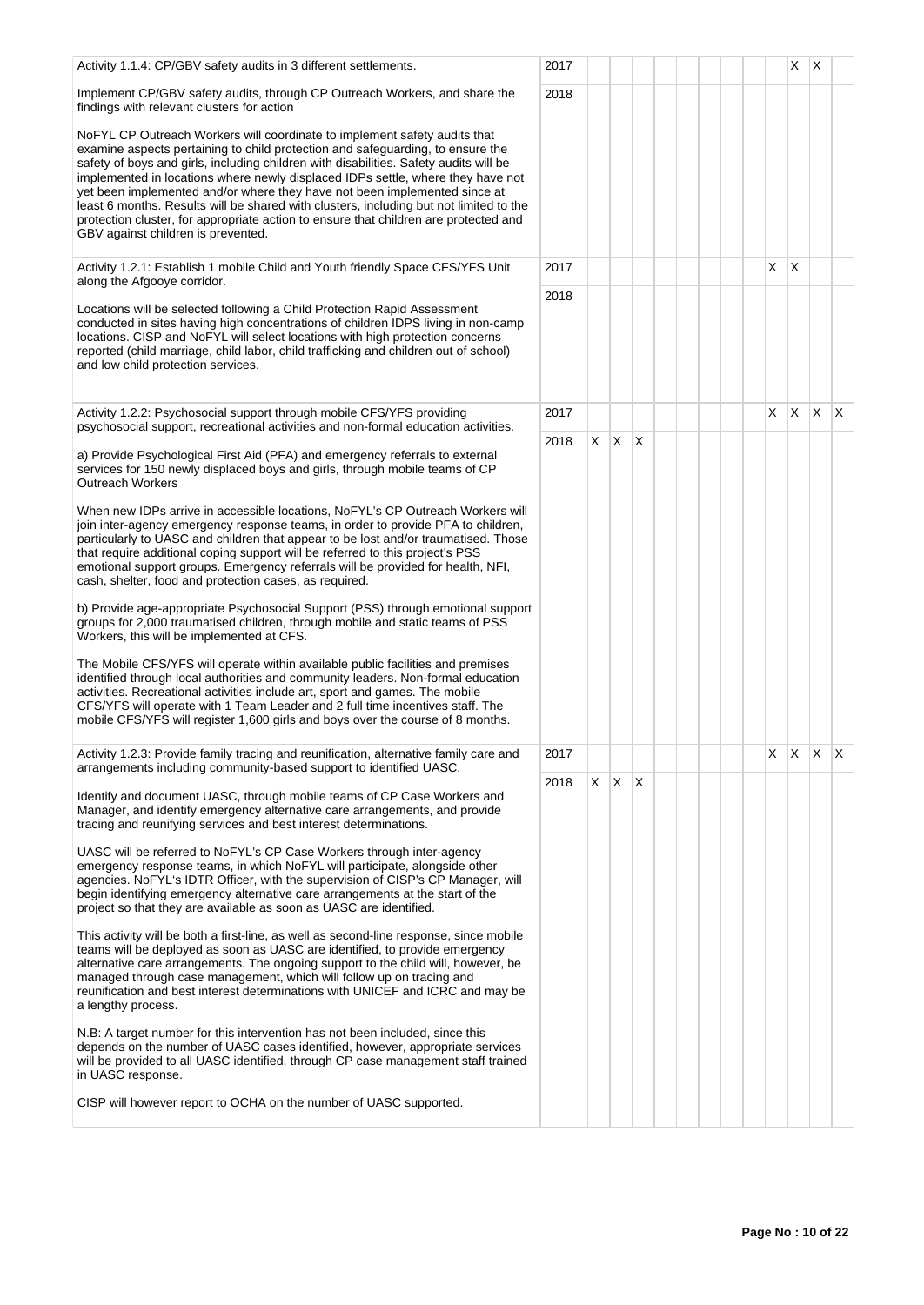| Activity | Year | 1 | 2 | 3 | 4 | 5 | 6 | 7 | 8 | 9 | 10 | 11 | 12 |
|---|---|---|---|---|---|---|---|---|---|---|---|---|---|
| Activity 1.1.4: CP/GBV safety audits in 3 different settlements.<br><br>Implement CP/GBV safety audits, through CP Outreach Workers, and share the findings with relevant clusters for action<br><br>NoFYL CP Outreach Workers will coordinate to implement safety audits that examine aspects pertaining to child protection and safeguarding, to ensure the safety of boys and girls, including children with disabilities. Safety audits will be implemented in locations where newly displaced IDPs settle, where they have not yet been implemented and/or where they have not been implemented since at least 6 months. Results will be shared with clusters, including but not limited to the protection cluster, for appropriate action to ensure that children are protected and GBV against children is prevented. | 2017 | | | | | | | | | | X | X | |
| | 2018 | | | | | | | | | | | | |
| Activity 1.2.1: Establish 1 mobile Child and Youth friendly Space CFS/YFS Unit along the Afgooye corridor.<br><br>Locations will be selected following a Child Protection Rapid Assessment conducted in sites having high concentrations of children IDPS living in non-camp locations. CISP and NoFYL will select locations with high protection concerns reported (child marriage, child labor, child trafficking and children out of school) and low child protection services. | 2017 | | | | | | | | | X | X | | |
| | 2018 | | | | | | | | | | | | |
| Activity 1.2.2: Psychosocial support through mobile CFS/YFS providing psychosocial support, recreational activities and non-formal education activities.<br><br>a) Provide Psychological First Aid (PFA) and emergency referrals to external services for 150 newly displaced boys and girls, through mobile teams of CP Outreach Workers<br><br>When new IDPs arrive in accessible locations, NoFYL's CP Outreach Workers will join inter-agency emergency response teams, in order to provide PFA to children, particularly to UASC and children that appear to be lost and/or traumatised. Those that require additional coping support will be referred to this project's PSS emotional support groups. Emergency referrals will be provided for health, NFI, cash, shelter, food and protection cases, as required.<br><br>b) Provide age-appropriate Psychosocial Support (PSS) through emotional support groups for 2,000 traumatised children, through mobile and static teams of PSS Workers, this will be implemented at CFS.<br><br>The Mobile CFS/YFS will operate within available public facilities and premises identified through local authorities and community leaders. Non-formal education activities. Recreational activities include art, sport and games. The mobile CFS/YFS will operate with 1 Team Leader and 2 full time incentives staff. The mobile CFS/YFS will register 1,600 girls and boys over the course of 8 months. | 2017 | | | | | | | | | X | X | X | X |
| | 2018 | X | X | X | | | | | | | | | |
| Activity 1.2.3: Provide family tracing and reunification, alternative family care and arrangements including community-based support to identified UASC.<br><br>Identify and document UASC, through mobile teams of CP Case Workers and Manager, and identify emergency alternative care arrangements, and provide tracing and reunifying services and best interest determinations.<br><br>UASC will be referred to NoFYL's CP Case Workers through inter-agency emergency response teams, in which NoFYL will participate, alongside other agencies. NoFYL's IDTR Officer, with the supervision of CISP's CP Manager, will begin identifying emergency alternative care arrangements at the start of the project so that they are available as soon as UASC are identified.<br><br>This activity will be both a first-line, as well as second-line response, since mobile teams will be deployed as soon as UASC are identified, to provide emergency alternative care arrangements. The ongoing support to the child will, however, be managed through case management, which will follow up on tracing and reunification and best interest determinations with UNICEF and ICRC and may be a lengthy process.<br><br>N.B: A target number for this intervention has not been included, since this depends on the number of UASC cases identified, however, appropriate services will be provided to all UASC identified, through CP case management staff trained in UASC response.<br><br>CISP will however report to OCHA on the number of UASC supported. | 2017 | | | | | | | | | X | X | X | X |
| | 2018 | X | X | X | | | | | | | | | |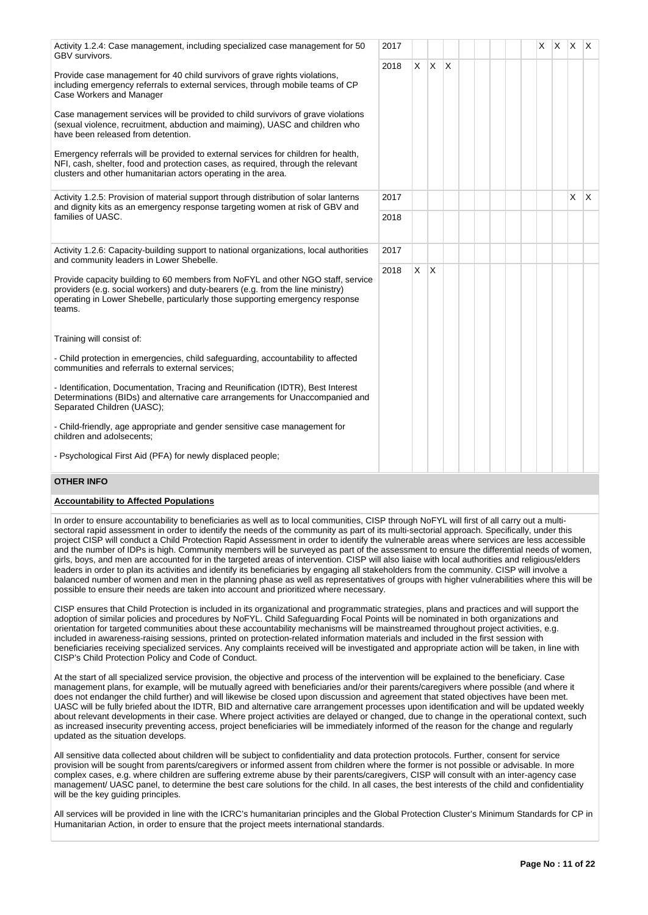| Activity | Year | 1 | 2 | 3 | 4 | 5 | 6 | 7 | 8 | 9 | 10 | 11 | 12 |
|---|---|---|---|---|---|---|---|---|---|---|---|---|---|
| Activity 1.2.4: Case management, including specialized case management for 50 GBV survivors.<br><br>Provide case management for 40 child survivors of grave rights violations, including emergency referrals to external services, through mobile teams of CP Case Workers and Manager<br><br>Case management services will be provided to child survivors of grave violations (sexual violence, recruitment, abduction and maiming), UASC and children who have been released from detention.<br><br>Emergency referrals will be provided to external services for children for health, NFI, cash, shelter, food and protection cases, as required, through the relevant clusters and other humanitarian actors operating in the area. | 2017 | | | | | | | | | X | X | X | X |
| | 2018 | X | X | X | | | | | | | | | |
| Activity 1.2.5: Provision of material support through distribution of solar lanterns and dignity kits as an emergency response targeting women at risk of GBV and families of UASC. | 2017 | | | | | | | | | | | X | X |
| | 2018 | | | | | | | | | | | | |
| Activity 1.2.6: Capacity-building support to national organizations, local authorities and community leaders in Lower Shebelle.<br><br>Provide capacity building to 60 members from NoFYL and other NGO staff, service providers (e.g. social workers) and duty-bearers (e.g. from the line ministry) operating in Lower Shebelle, particularly those supporting emergency response teams.<br><br>Training will consist of:<br><br>- Child protection in emergencies, child safeguarding, accountability to affected communities and referrals to external services;<br><br>- Identification, Documentation, Tracing and Reunification (IDTR), Best Interest Determinations (BIDs) and alternative care arrangements for Unaccompanied and Separated Children (UASC);<br><br>- Child-friendly, age appropriate and gender sensitive case management for children and adolsecents;<br><br>- Psychological First Aid (PFA) for newly displaced people; | 2017 | | | | | | | | | | | | |
| | 2018 | X | X | | | | | | | | | | |

## OTHER INFO

**Accountability to Affected Populations**

In order to ensure accountability to beneficiaries as well as to local communities, CISP through NoFYL will first of all carry out a multi-sectoral rapid assessment in order to identify the needs of the community as part of its multi-sectorial approach. Specifically, under this project CISP will conduct a Child Protection Rapid Assessment in order to identify the vulnerable areas where services are less accessible and the number of IDPs is high. Community members will be surveyed as part of the assessment to ensure the differential needs of women, girls, boys, and men are accounted for in the targeted areas of intervention. CISP will also liaise with local authorities and religious/elders leaders in order to plan its activities and identify its beneficiaries by engaging all stakeholders from the community. CISP will involve a balanced number of women and men in the planning phase as well as representatives of groups with higher vulnerabilities where this will be possible to ensure their needs are taken into account and prioritized where necessary.

CISP ensures that Child Protection is included in its organizational and programmatic strategies, plans and practices and will support the adoption of similar policies and procedures by NoFYL. Child Safeguarding Focal Points will be nominated in both organizations and orientation for targeted communities about these accountability mechanisms will be mainstreamed throughout project activities, e.g. included in awareness-raising sessions, printed on protection-related information materials and included in the first session with beneficiaries receiving specialized services. Any complaints received will be investigated and appropriate action will be taken, in line with CISP's Child Protection Policy and Code of Conduct.

At the start of all specialized service provision, the objective and process of the intervention will be explained to the beneficiary. Case management plans, for example, will be mutually agreed with beneficiaries and/or their parents/caregivers where possible (and where it does not endanger the child further) and will likewise be closed upon discussion and agreement that stated objectives have been met. UASC will be fully briefed about the IDTR, BID and alternative care arrangement processes upon identification and will be updated weekly about relevant developments in their case. Where project activities are delayed or changed, due to change in the operational context, such as increased insecurity preventing access, project beneficiaries will be immediately informed of the reason for the change and regularly updated as the situation develops.

All sensitive data collected about children will be subject to confidentiality and data protection protocols. Further, consent for service provision will be sought from parents/caregivers or informed assent from children where the former is not possible or advisable. In more complex cases, e.g. where children are suffering extreme abuse by their parents/caregivers, CISP will consult with an inter-agency case management/ UASC panel, to determine the best care solutions for the child. In all cases, the best interests of the child and confidentiality will be the key guiding principles.

All services will be provided in line with the ICRC's humanitarian principles and the Global Protection Cluster's Minimum Standards for CP in Humanitarian Action, in order to ensure that the project meets international standards.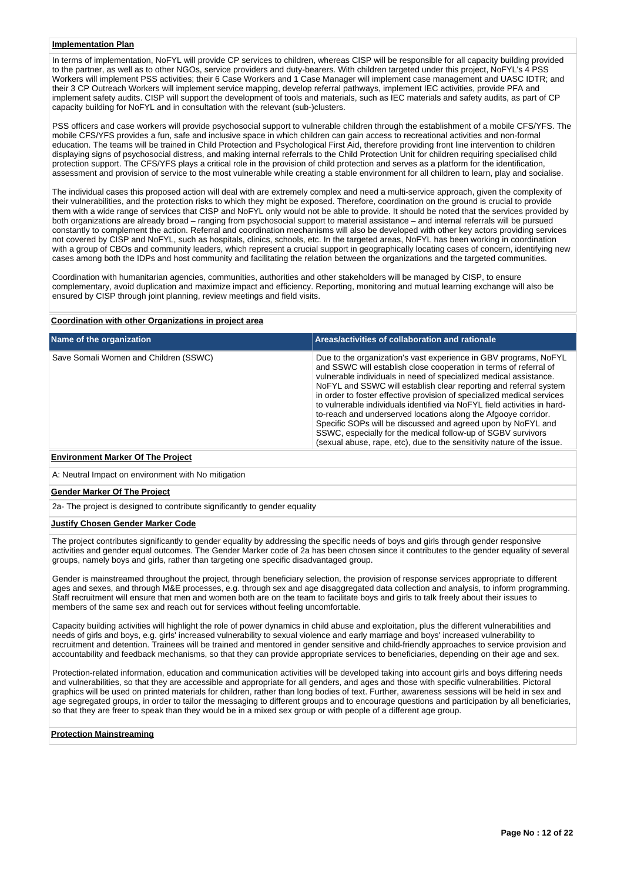**Implementation Plan**

In terms of implementation, NoFYL will provide CP services to children, whereas CISP will be responsible for all capacity building provided to the partner, as well as to other NGOs, service providers and duty-bearers. With children targeted under this project, NoFYL's 4 PSS Workers will implement PSS activities; their 6 Case Workers and 1 Case Manager will implement case management and UASC IDTR; and their 3 CP Outreach Workers will implement service mapping, develop referral pathways, implement IEC activities, provide PFA and implement safety audits. CISP will support the development of tools and materials, such as IEC materials and safety audits, as part of CP capacity building for NoFYL and in consultation with the relevant (sub-)clusters.

PSS officers and case workers will provide psychosocial support to vulnerable children through the establishment of a mobile CFS/YFS. The mobile CFS/YFS provides a fun, safe and inclusive space in which children can gain access to recreational activities and non-formal education. The teams will be trained in Child Protection and Psychological First Aid, therefore providing front line intervention to children displaying signs of psychosocial distress, and making internal referrals to the Child Protection Unit for children requiring specialised child protection support. The CFS/YFS plays a critical role in the provision of child protection and serves as a platform for the identification, assessment and provision of service to the most vulnerable while creating a stable environment for all children to learn, play and socialise.

The individual cases this proposed action will deal with are extremely complex and need a multi-service approach, given the complexity of their vulnerabilities, and the protection risks to which they might be exposed. Therefore, coordination on the ground is crucial to provide them with a wide range of services that CISP and NoFYL only would not be able to provide. It should be noted that the services provided by both organizations are already broad – ranging from psychosocial support to material assistance – and internal referrals will be pursued constantly to complement the action. Referral and coordination mechanisms will also be developed with other key actors providing services not covered by CISP and NoFYL, such as hospitals, clinics, schools, etc. In the targeted areas, NoFYL has been working in coordination with a group of CBOs and community leaders, which represent a crucial support in geographically locating cases of concern, identifying new cases among both the IDPs and host community and facilitating the relation between the organizations and the targeted communities.

Coordination with humanitarian agencies, communities, authorities and other stakeholders will be managed by CISP, to ensure complementary, avoid duplication and maximize impact and efficiency. Reporting, monitoring and mutual learning exchange will also be ensured by CISP through joint planning, review meetings and field visits.

**Coordination with other Organizations in project area**

| Name of the organization | Areas/activities of collaboration and rationale |
|---|---|
| Save Somali Women and Children (SSWC) | Due to the organization's vast experience in GBV programs, NoFYL and SSWC will establish close cooperation in terms of referral of vulnerable individuals in need of specialized medical assistance. NoFYL and SSWC will establish clear reporting and referral system in order to foster effective provision of specialized medical services to vulnerable individuals identified via NoFYL field activities in hard-to-reach and underserved locations along the Afgooye corridor. Specific SOPs will be discussed and agreed upon by NoFYL and SSWC, especially for the medical follow-up of SGBV survivors (sexual abuse, rape, etc), due to the sensitivity nature of the issue. |

**Environment Marker Of The Project**

A: Neutral Impact on environment with No mitigation

**Gender Marker Of The Project**

2a- The project is designed to contribute significantly to gender equality

**Justify Chosen Gender Marker Code**

The project contributes significantly to gender equality by addressing the specific needs of boys and girls through gender responsive activities and gender equal outcomes. The Gender Marker code of 2a has been chosen since it contributes to the gender equality of several groups, namely boys and girls, rather than targeting one specific disadvantaged group.

Gender is mainstreamed throughout the project, through beneficiary selection, the provision of response services appropriate to different ages and sexes, and through M&E processes, e.g. through sex and age disaggregated data collection and analysis, to inform programming. Staff recruitment will ensure that men and women both are on the team to facilitate boys and girls to talk freely about their issues to members of the same sex and reach out for services without feeling uncomfortable.

Capacity building activities will highlight the role of power dynamics in child abuse and exploitation, plus the different vulnerabilities and needs of girls and boys, e.g. girls' increased vulnerability to sexual violence and early marriage and boys' increased vulnerability to recruitment and detention. Trainees will be trained and mentored in gender sensitive and child-friendly approaches to service provision and accountability and feedback mechanisms, so that they can provide appropriate services to beneficiaries, depending on their age and sex.

Protection-related information, education and communication activities will be developed taking into account girls and boys differing needs and vulnerabilities, so that they are accessible and appropriate for all genders, and ages and those with specific vulnerabilities. Pictoral graphics will be used on printed materials for children, rather than long bodies of text. Further, awareness sessions will be held in sex and age segregated groups, in order to tailor the messaging to different groups and to encourage questions and participation by all beneficiaries, so that they are freer to speak than they would be in a mixed sex group or with people of a different age group.

**Protection Mainstreaming**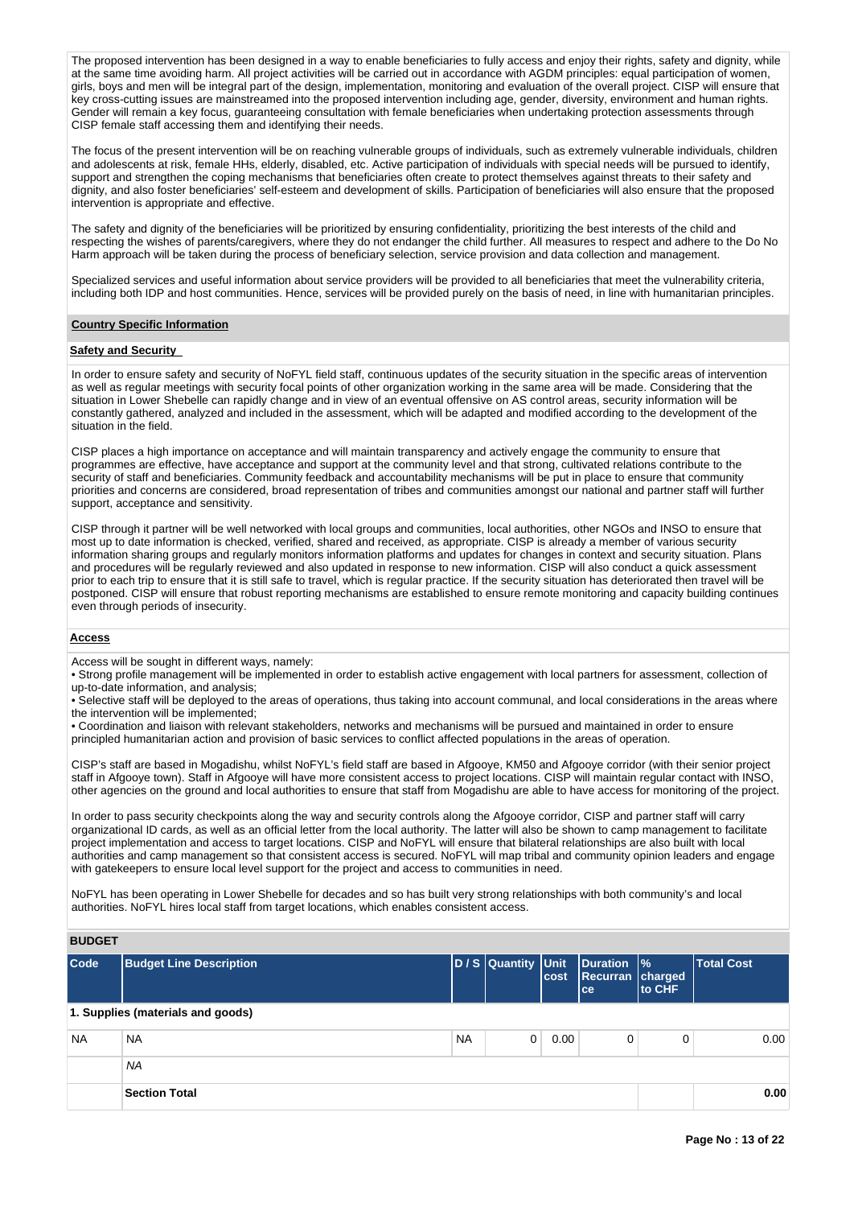The proposed intervention has been designed in a way to enable beneficiaries to fully access and enjoy their rights, safety and dignity, while at the same time avoiding harm. All project activities will be carried out in accordance with AGDM principles: equal participation of women, girls, boys and men will be integral part of the design, implementation, monitoring and evaluation of the overall project. CISP will ensure that key cross-cutting issues are mainstreamed into the proposed intervention including age, gender, diversity, environment and human rights. Gender will remain a key focus, guaranteeing consultation with female beneficiaries when undertaking protection assessments through CISP female staff accessing them and identifying their needs.

The focus of the present intervention will be on reaching vulnerable groups of individuals, such as extremely vulnerable individuals, children and adolescents at risk, female HHs, elderly, disabled, etc. Active participation of individuals with special needs will be pursued to identify, support and strengthen the coping mechanisms that beneficiaries often create to protect themselves against threats to their safety and dignity, and also foster beneficiaries' self-esteem and development of skills. Participation of beneficiaries will also ensure that the proposed intervention is appropriate and effective.

The safety and dignity of the beneficiaries will be prioritized by ensuring confidentiality, prioritizing the best interests of the child and respecting the wishes of parents/caregivers, where they do not endanger the child further. All measures to respect and adhere to the Do No Harm approach will be taken during the process of beneficiary selection, service provision and data collection and management.

Specialized services and useful information about service providers will be provided to all beneficiaries that meet the vulnerability criteria, including both IDP and host communities. Hence, services will be provided purely on the basis of need, in line with humanitarian principles.

**Country Specific Information**

**Safety and Security**

In order to ensure safety and security of NoFYL field staff, continuous updates of the security situation in the specific areas of intervention as well as regular meetings with security focal points of other organization working in the same area will be made. Considering that the situation in Lower Shebelle can rapidly change and in view of an eventual offensive on AS control areas, security information will be constantly gathered, analyzed and included in the assessment, which will be adapted and modified according to the development of the situation in the field.

CISP places a high importance on acceptance and will maintain transparency and actively engage the community to ensure that programmes are effective, have acceptance and support at the community level and that strong, cultivated relations contribute to the security of staff and beneficiaries. Community feedback and accountability mechanisms will be put in place to ensure that community priorities and concerns are considered, broad representation of tribes and communities amongst our national and partner staff will further support, acceptance and sensitivity.

CISP through it partner will be well networked with local groups and communities, local authorities, other NGOs and INSO to ensure that most up to date information is checked, verified, shared and received, as appropriate. CISP is already a member of various security information sharing groups and regularly monitors information platforms and updates for changes in context and security situation. Plans and procedures will be regularly reviewed and also updated in response to new information. CISP will also conduct a quick assessment prior to each trip to ensure that it is still safe to travel, which is regular practice. If the security situation has deteriorated then travel will be postponed. CISP will ensure that robust reporting mechanisms are established to ensure remote monitoring and capacity building continues even through periods of insecurity.

**Access**

Access will be sought in different ways, namely:
• Strong profile management will be implemented in order to establish active engagement with local partners for assessment, collection of up-to-date information, and analysis;
• Selective staff will be deployed to the areas of operations, thus taking into account communal, and local considerations in the areas where the intervention will be implemented;
• Coordination and liaison with relevant stakeholders, networks and mechanisms will be pursued and maintained in order to ensure principled humanitarian action and provision of basic services to conflict affected populations in the areas of operation.

CISP's staff are based in Mogadishu, whilst NoFYL's field staff are based in Afgooye, KM50 and Afgooye corridor (with their senior project staff in Afgooye town). Staff in Afgooye will have more consistent access to project locations. CISP will maintain regular contact with INSO, other agencies on the ground and local authorities to ensure that staff from Mogadishu are able to have access for monitoring of the project.

In order to pass security checkpoints along the way and security controls along the Afgooye corridor, CISP and partner staff will carry organizational ID cards, as well as an official letter from the local authority. The latter will also be shown to camp management to facilitate project implementation and access to target locations. CISP and NoFYL will ensure that bilateral relationships are also built with local authorities and camp management so that consistent access is secured. NoFYL will map tribal and community opinion leaders and engage with gatekeepers to ensure local level support for the project and access to communities in need.

NoFYL has been operating in Lower Shebelle for decades and so has built very strong relationships with both community's and local authorities. NoFYL hires local staff from target locations, which enables consistent access.

**BUDGET**

| Code | Budget Line Description | D / S | Quantity | Unit cost | Duration Recurrance | % charged to CHF | Total Cost |
|---|---|---|---|---|---|---|---|
| **1. Supplies (materials and goods)** | | | | | | | |
| NA | NA | NA | 0 | 0.00 | 0 | 0 | 0.00 |
| | *NA* | | | | | | |
| | **Section Total** | | | | | | **0.00** |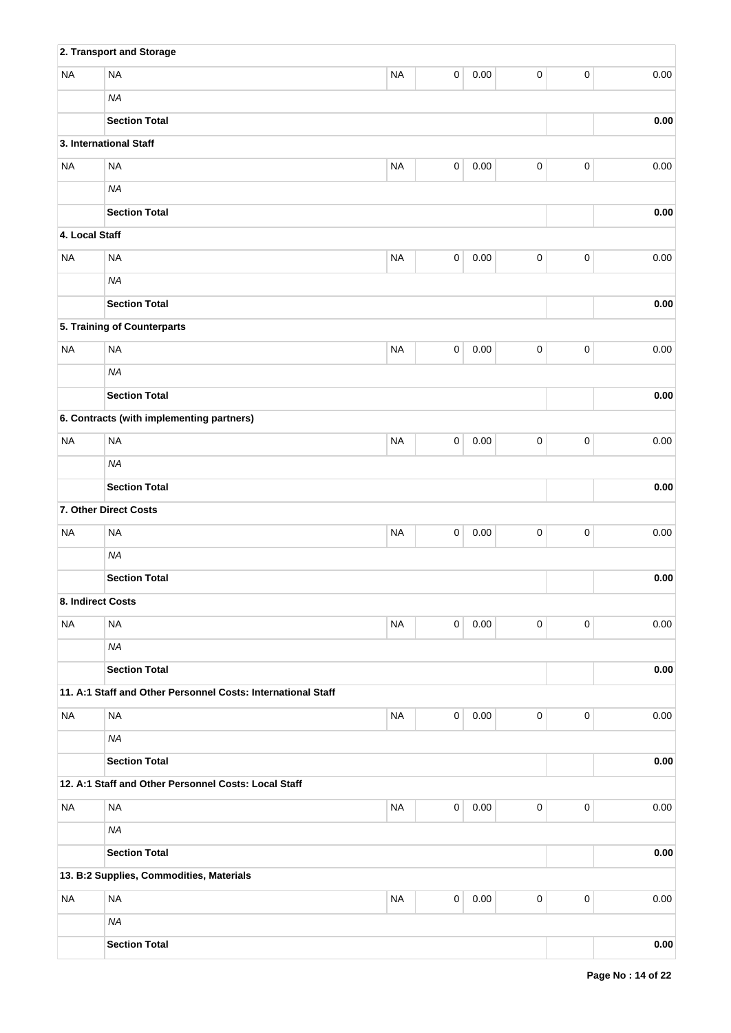| | | | | | | | |
|---|---|---|---|---|---|---|---|
| **2. Transport and Storage** | | | | | | | |
| NA | NA | NA | 0 | 0.00 | 0 | 0 | 0.00 |
| | *NA* | | | | | | |
| | **Section Total** | | | | | | **0.00** |
| **3. International Staff** | | | | | | | |
| NA | NA | NA | 0 | 0.00 | 0 | 0 | 0.00 |
| | *NA* | | | | | | |
| | **Section Total** | | | | | | **0.00** |
| **4. Local Staff** | | | | | | | |
| NA | NA | NA | 0 | 0.00 | 0 | 0 | 0.00 |
| | *NA* | | | | | | |
| | **Section Total** | | | | | | **0.00** |
| **5. Training of Counterparts** | | | | | | | |
| NA | NA | NA | 0 | 0.00 | 0 | 0 | 0.00 |
| | *NA* | | | | | | |
| | **Section Total** | | | | | | **0.00** |
| **6. Contracts (with implementing partners)** | | | | | | | |
| NA | NA | NA | 0 | 0.00 | 0 | 0 | 0.00 |
| | *NA* | | | | | | |
| | **Section Total** | | | | | | **0.00** |
| **7. Other Direct Costs** | | | | | | | |
| NA | NA | NA | 0 | 0.00 | 0 | 0 | 0.00 |
| | *NA* | | | | | | |
| | **Section Total** | | | | | | **0.00** |
| **8. Indirect Costs** | | | | | | | |
| NA | NA | NA | 0 | 0.00 | 0 | 0 | 0.00 |
| | *NA* | | | | | | |
| | **Section Total** | | | | | | **0.00** |
| **11. A:1 Staff and Other Personnel Costs: International Staff** | | | | | | | |
| NA | NA | NA | 0 | 0.00 | 0 | 0 | 0.00 |
| | *NA* | | | | | | |
| | **Section Total** | | | | | | **0.00** |
| **12. A:1 Staff and Other Personnel Costs: Local Staff** | | | | | | | |
| NA | NA | NA | 0 | 0.00 | 0 | 0 | 0.00 |
| | *NA* | | | | | | |
| | **Section Total** | | | | | | **0.00** |
| **13. B:2 Supplies, Commodities, Materials** | | | | | | | |
| NA | NA | NA | 0 | 0.00 | 0 | 0 | 0.00 |
| | *NA* | | | | | | |
| | **Section Total** | | | | | | **0.00** |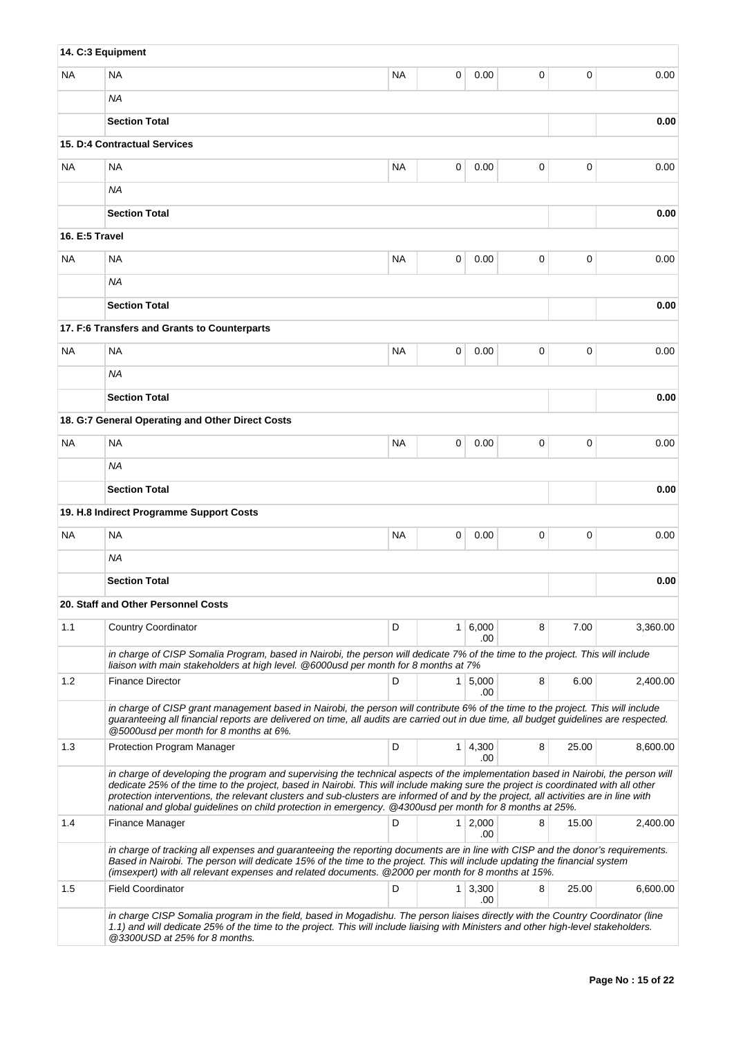| | | | | | | | |
|---|---|---|---|---|---|---|---|
| **14. C:3 Equipment** | | | | | | | |
| NA | NA | NA | 0 | 0.00 | 0 | 0 | 0.00 |
| | *NA* | | | | | | |
| | **Section Total** | | | | | | **0.00** |
| **15. D:4 Contractual Services** | | | | | | | |
| NA | NA | NA | 0 | 0.00 | 0 | 0 | 0.00 |
| | *NA* | | | | | | |
| | **Section Total** | | | | | | **0.00** |
| **16. E:5 Travel** | | | | | | | |
| NA | NA | NA | 0 | 0.00 | 0 | 0 | 0.00 |
| | *NA* | | | | | | |
| | **Section Total** | | | | | | **0.00** |
| **17. F:6 Transfers and Grants to Counterparts** | | | | | | | |
| NA | NA | NA | 0 | 0.00 | 0 | 0 | 0.00 |
| | *NA* | | | | | | |
| | **Section Total** | | | | | | **0.00** |
| **18. G:7 General Operating and Other Direct Costs** | | | | | | | |
| NA | NA | NA | 0 | 0.00 | 0 | 0 | 0.00 |
| | *NA* | | | | | | |
| | **Section Total** | | | | | | **0.00** |
| **19. H.8 Indirect Programme Support Costs** | | | | | | | |
| NA | NA | NA | 0 | 0.00 | 0 | 0 | 0.00 |
| | *NA* | | | | | | |
| | **Section Total** | | | | | | **0.00** |
| **20. Staff and Other Personnel Costs** | | | | | | | |
| 1.1 | Country Coordinator | D | 1 | 6,000.00 | 8 | 7.00 | 3,360.00 |
| | *in charge of CISP Somalia Program, based in Nairobi, the person will dedicate 7% of the time to the project. This will include liaison with main stakeholders at high level. @6000usd per month for 8 months at 7%* | | | | | | |
| 1.2 | Finance Director | D | 1 | 5,000.00 | 8 | 6.00 | 2,400.00 |
| | *in charge of CISP grant management based in Nairobi, the person will contribute 6% of the time to the project. This will include guaranteeing all financial reports are delivered on time, all audits are carried out in due time, all budget guidelines are respected. @5000usd per month for 8 months at 6%.* | | | | | | |
| 1.3 | Protection Program Manager | D | 1 | 4,300.00 | 8 | 25.00 | 8,600.00 |
| | *in charge of developing the program and supervising the technical aspects of the implementation based in Nairobi, the person will dedicate 25% of the time to the project, based in Nairobi. This will include making sure the project is coordinated with all other protection interventions, the relevant clusters and sub-clusters are informed of and by the project, all activities are in line with national and global guidelines on child protection in emergency. @4300usd per month for 8 months at 25%.* | | | | | | |
| 1.4 | Finance Manager | D | 1 | 2,000.00 | 8 | 15.00 | 2,400.00 |
| | *in charge of tracking all expenses and guaranteeing the reporting documents are in line with CISP and the donor's requirements. Based in Nairobi. The person will dedicate 15% of the time to the project. This will include updating the financial system (imsexpert) with all relevant expenses and related documents. @2000 per month for 8 months at 15%.* | | | | | | |
| 1.5 | Field Coordinator | D | 1 | 3,300.00 | 8 | 25.00 | 6,600.00 |
| | *in charge CISP Somalia program in the field, based in Mogadishu. The person liaises directly with the Country Coordinator (line 1.1) and will dedicate 25% of the time to the project. This will include liaising with Ministers and other high-level stakeholders. @3300USD at 25% for 8 months.* | | | | | | |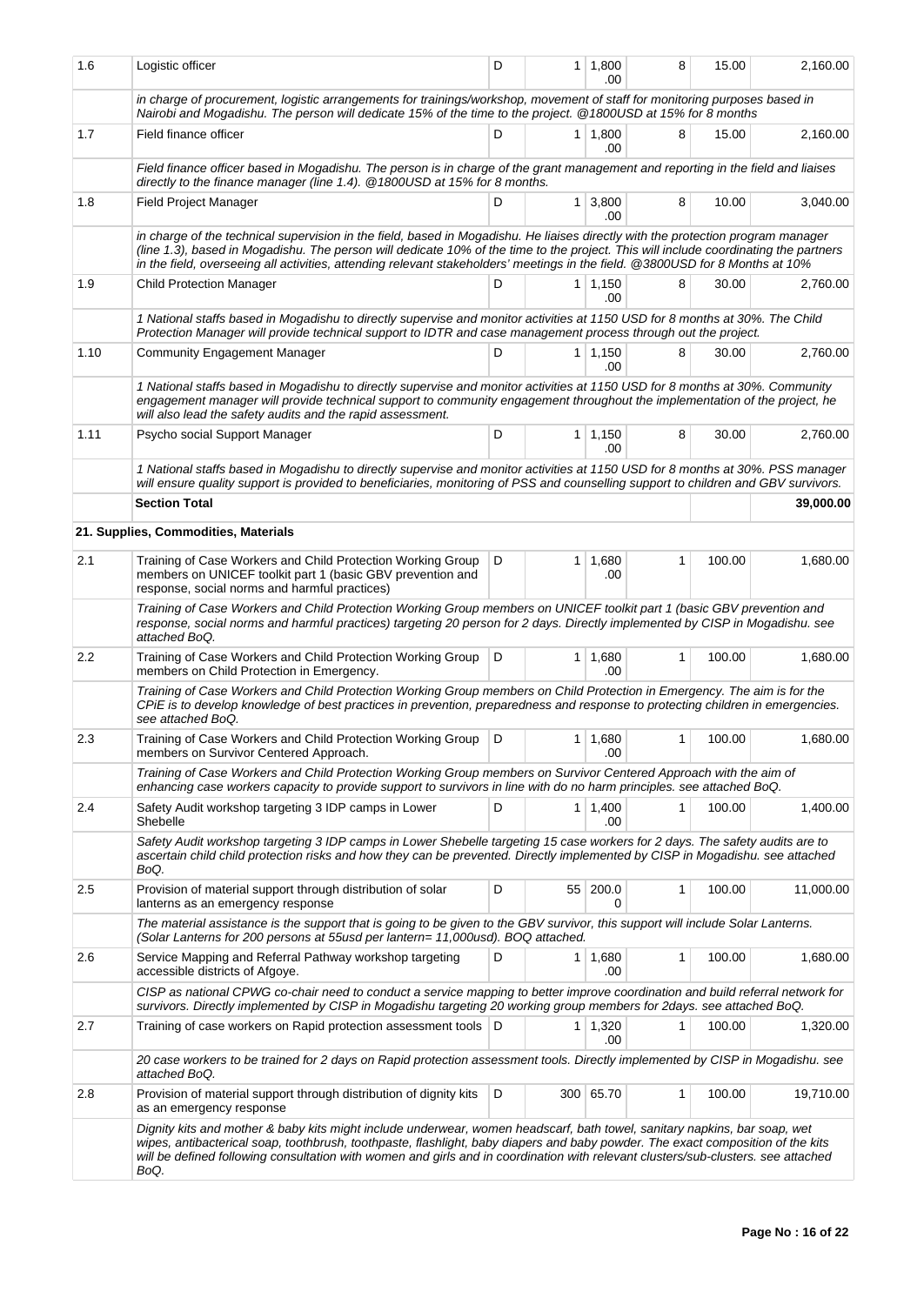| 1.6 | Logistic officer | D | 1 | 1,800.00 | 8 | 15.00 | 2,160.00 |
|---|---|---|---|---|---|---|---|
| | *in charge of procurement, logistic arrangements for trainings/workshop, movement of staff for monitoring purposes based in Nairobi and Mogadishu. The person will dedicate 15% of the time to the project. @1800USD at 15% for 8 months* | | | | | | |
| 1.7 | Field finance officer | D | 1 | 1,800.00 | 8 | 15.00 | 2,160.00 |
| | *Field finance officer based in Mogadishu. The person is in charge of the grant management and reporting in the field and liaises directly to the finance manager (line 1.4). @1800USD at 15% for 8 months.* | | | | | | |
| 1.8 | Field Project Manager | D | 1 | 3,800.00 | 8 | 10.00 | 3,040.00 |
| | *in charge of the technical supervision in the field, based in Mogadishu. He liaises directly with the protection program manager (line 1.3), based in Mogadishu. The person will dedicate 10% of the time to the project. This will include coordinating the partners in the field, overseeing all activities, attending relevant stakeholders' meetings in the field. @3800USD for 8 Months at 10%* | | | | | | |
| 1.9 | Child Protection Manager | D | 1 | 1,150.00 | 8 | 30.00 | 2,760.00 |
| | *1 National staffs based in Mogadishu to directly supervise and monitor activities at 1150 USD for 8 months at 30%. The Child Protection Manager will provide technical support to IDTR and case management process through out the project.* | | | | | | |
| 1.10 | Community Engagement Manager | D | 1 | 1,150.00 | 8 | 30.00 | 2,760.00 |
| | *1 National staffs based in Mogadishu to directly supervise and monitor activities at 1150 USD for 8 months at 30%. Community engagement manager will provide technical support to community engagement throughout the implementation of the project, he will also lead the safety audits and the rapid assessment.* | | | | | | |
| 1.11 | Psycho social Support Manager | D | 1 | 1,150.00 | 8 | 30.00 | 2,760.00 |
| | *1 National staffs based in Mogadishu to directly supervise and monitor activities at 1150 USD for 8 months at 30%. PSS manager will ensure quality support is provided to beneficiaries, monitoring of PSS and counselling support to children and GBV survivors.* | | | | | | |
| | **Section Total** | | | | | | **39,000.00** |
| | **21. Supplies, Commodities, Materials** | | | | | | |
| 2.1 | Training of Case Workers and Child Protection Working Group members on UNICEF toolkit part 1 (basic GBV prevention and response, social norms and harmful practices) | D | 1 | 1,680.00 | 1 | 100.00 | 1,680.00 |
| | *Training of Case Workers and Child Protection Working Group members on UNICEF toolkit part 1 (basic GBV prevention and response, social norms and harmful practices) targeting 20 person for 2 days. Directly implemented by CISP in Mogadishu. see attached BoQ.* | | | | | | |
| 2.2 | Training of Case Workers and Child Protection Working Group members on Child Protection in Emergency. | D | 1 | 1,680.00 | 1 | 100.00 | 1,680.00 |
| | *Training of Case Workers and Child Protection Working Group members on Child Protection in Emergency. The aim is for the CPiE is to develop knowledge of best practices in prevention, preparedness and response to protecting children in emergencies. see attached BoQ.* | | | | | | |
| 2.3 | Training of Case Workers and Child Protection Working Group members on Survivor Centered Approach. | D | 1 | 1,680.00 | 1 | 100.00 | 1,680.00 |
| | *Training of Case Workers and Child Protection Working Group members on Survivor Centered Approach with the aim of enhancing case workers capacity to provide support to survivors in line with do no harm principles. see attached BoQ.* | | | | | | |
| 2.4 | Safety Audit workshop targeting 3 IDP camps in Lower Shebelle | D | 1 | 1,400.00 | 1 | 100.00 | 1,400.00 |
| | *Safety Audit workshop targeting 3 IDP camps in Lower Shebelle targeting 15 case workers for 2 days. The safety audits are to ascertain child child protection risks and how they can be prevented. Directly implemented by CISP in Mogadishu. see attached BoQ.* | | | | | | |
| 2.5 | Provision of material support through distribution of solar lanterns as an emergency response | D | 55 | 200.00 | 1 | 100.00 | 11,000.00 |
| | *The material assistance is the support that is going to be given to the GBV survivor, this support will include Solar Lanterns. (Solar Lanterns for 200 persons at 55usd per lantern= 11,000usd). BOQ attached.* | | | | | | |
| 2.6 | Service Mapping and Referral Pathway workshop targeting accessible districts of Afgoye. | D | 1 | 1,680.00 | 1 | 100.00 | 1,680.00 |
| | *CISP as national CPWG co-chair need to conduct a service mapping to better improve coordination and build referral network for survivors. Directly implemented by CISP in Mogadishu targeting 20 working group members for 2days. see attached BoQ.* | | | | | | |
| 2.7 | Training of case workers on Rapid protection assessment tools | D | 1 | 1,320.00 | 1 | 100.00 | 1,320.00 |
| | *20 case workers to be trained for 2 days on Rapid protection assessment tools. Directly implemented by CISP in Mogadishu. see attached BoQ.* | | | | | | |
| 2.8 | Provision of material support through distribution of dignity kits as an emergency response | D | 300 | 65.70 | 1 | 100.00 | 19,710.00 |
| | *Dignity kits and mother & baby kits might include underwear, women headscarf, bath towel, sanitary napkins, bar soap, wet wipes, antibacterical soap, toothbrush, toothpaste, flashlight, baby diapers and baby powder. The exact composition of the kits will be defined following consultation with women and girls and in coordination with relevant clusters/sub-clusters. see attached BoQ.* | | | | | | |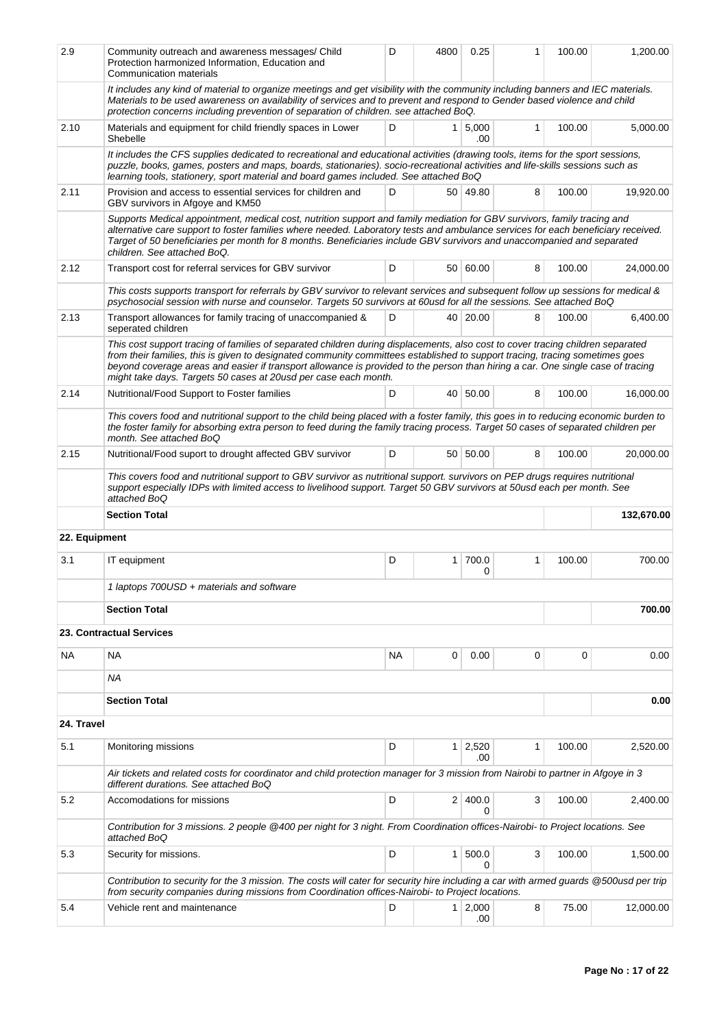| | | | | | | | |
|---|---|---|---|---|---|---|---|
| 2.9 | Community outreach and awareness messages/ Child Protection harmonized Information, Education and Communication materials | D | 4800 | 0.25 | 1 | 100.00 | 1,200.00 |
| | *It includes any kind of material to organize meetings and get visibility with the community including banners and IEC materials. Materials to be used awareness on availability of services and to prevent and respond to Gender based violence and child protection concerns including prevention of separation of children. see attached BoQ.* | | | | | | |
| 2.10 | Materials and equipment for child friendly spaces in Lower Shebelle | D | 1 | 5,000.00 | 1 | 100.00 | 5,000.00 |
| | *It includes the CFS supplies dedicated to recreational and educational activities (drawing tools, items for the sport sessions, puzzle, books, games, posters and maps, boards, stationaries). socio-recreational activities and life-skills sessions such as learning tools, stationery, sport material and board games included. See attached BoQ* | | | | | | |
| 2.11 | Provision and access to essential services for children and GBV survivors in Afgoye and KM50 | D | 50 | 49.80 | 8 | 100.00 | 19,920.00 |
| | *Supports Medical appointment, medical cost, nutrition support and family mediation for GBV survivors, family tracing and alternative care support to foster families where needed. Laboratory tests and ambulance services for each beneficiary received. Target of 50 beneficiaries per month for 8 months. Beneficiaries include GBV survivors and unaccompanied and separated children. See attached BoQ.* | | | | | | |
| 2.12 | Transport cost for referral services for GBV survivor | D | 50 | 60.00 | 8 | 100.00 | 24,000.00 |
| | *This costs supports transport for referrals by GBV survivor to relevant services and subsequent follow up sessions for medical & psychosocial session with nurse and counselor. Targets 50 survivors at 60usd for all the sessions. See attached BoQ* | | | | | | |
| 2.13 | Transport allowances for family tracing of unaccompanied & seperated children | D | 40 | 20.00 | 8 | 100.00 | 6,400.00 |
| | *This cost support tracing of families of separated children during displacements, also cost to cover tracing children separated from their families, this is given to designated community committees established to support tracing, tracing sometimes goes beyond coverage areas and easier if transport allowance is provided to the person than hiring a car. One single case of tracing might take days. Targets 50 cases at 20usd per case each month.* | | | | | | |
| 2.14 | Nutritional/Food Support to Foster families | D | 40 | 50.00 | 8 | 100.00 | 16,000.00 |
| | *This covers food and nutritional support to the child being placed with a foster family, this goes in to reducing economic burden to the foster family for absorbing extra person to feed during the family tracing process. Target 50 cases of separated children per month. See attached BoQ* | | | | | | |
| 2.15 | Nutritional/Food suport to drought affected GBV survivor | D | 50 | 50.00 | 8 | 100.00 | 20,000.00 |
| | *This covers food and nutritional support to GBV survivor as nutritional support. survivors on PEP drugs requires nutritional support especially IDPs with limited access to livelihood support. Target 50 GBV survivors at 50usd each per month. See attached BoQ* | | | | | | |
| | **Section Total** | | | | | | **132,670.00** |
| **22. Equipment** | | | | | | | |
| 3.1 | IT equipment | D | 1 | 700.00 | 1 | 100.00 | 700.00 |
| | *1 laptops 700USD + materials and software* | | | | | | |
| | **Section Total** | | | | | | **700.00** |
| **23. Contractual Services** | | | | | | | |
| NA | NA | NA | 0 | 0.00 | 0 | 0 | 0.00 |
| | *NA* | | | | | | |
| | **Section Total** | | | | | | **0.00** |
| **24. Travel** | | | | | | | |
| 5.1 | Monitoring missions | D | 1 | 2,520.00 | 1 | 100.00 | 2,520.00 |
| | *Air tickets and related costs for coordinator and child protection manager for 3 mission from Nairobi to partner in Afgoye in 3 different durations. See attached BoQ* | | | | | | |
| 5.2 | Accomodations for missions | D | 2 | 400.00 | 3 | 100.00 | 2,400.00 |
| | *Contribution for 3 missions. 2 people @400 per night for 3 night. From Coordination offices-Nairobi- to Project locations. See attached BoQ* | | | | | | |
| 5.3 | Security for missions. | D | 1 | 500.00 | 3 | 100.00 | 1,500.00 |
| | *Contribution to security for the 3 mission. The costs will cater for security hire including a car with armed guards @500usd per trip from security companies during missions from Coordination offices-Nairobi- to Project locations.* | | | | | | |
| 5.4 | Vehicle rent and maintenance | D | 1 | 2,000.00 | 8 | 75.00 | 12,000.00 |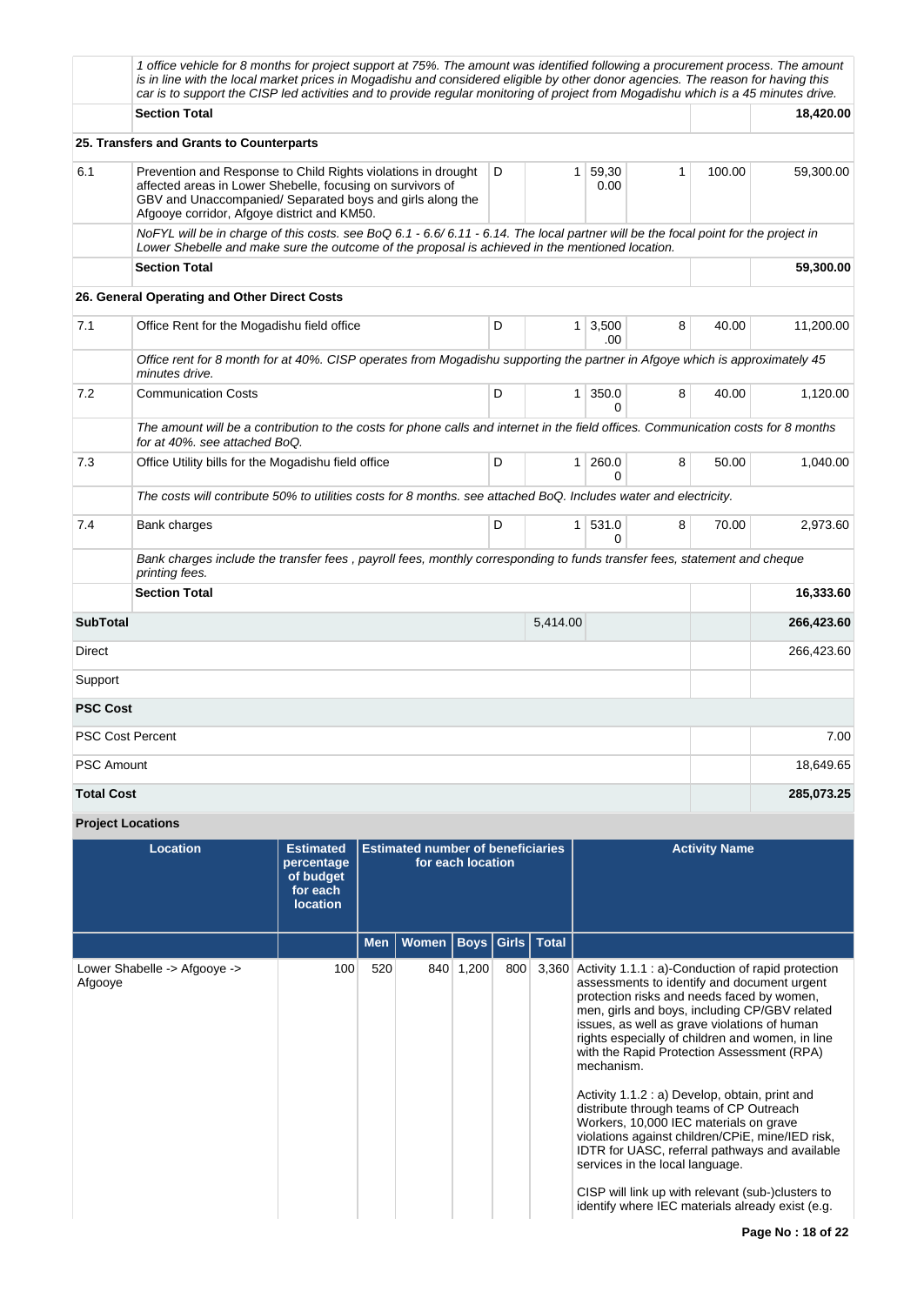| | | | | | | | |
|---|---|---|---|---|---|---|---|
| | *1 office vehicle for 8 months for project support at 75%. The amount was identified following a procurement process. The amount is in line with the local market prices in Mogadishu and considered eligible by other donor agencies. The reason for having this car is to support the CISP led activities and to provide regular monitoring of project from Mogadishu which is a 45 minutes drive.* | | | | | | |
| | **Section Total** | | | | | | **18,420.00** |
| **25. Transfers and Grants to Counterparts** | | | | | | | |
| 6.1 | Prevention and Response to Child Rights violations in drought affected areas in Lower Shebelle, focusing on survivors of GBV and Unaccompanied/ Separated boys and girls along the Afgooye corridor, Afgoye district and KM50. | D | 1 | 59,300.00 | 1 | 100.00 | 59,300.00 |
| | *NoFYL will be in charge of this costs. see BoQ 6.1 - 6.6/ 6.11 - 6.14. The local partner will be the focal point for the project in Lower Shebelle and make sure the outcome of the proposal is achieved in the mentioned location.* | | | | | | |
| | **Section Total** | | | | | | **59,300.00** |
| **26. General Operating and Other Direct Costs** | | | | | | | |
| 7.1 | Office Rent for the Mogadishu field office | D | 1 | 3,500.00 | 8 | 40.00 | 11,200.00 |
| | *Office rent for 8 month for at 40%. CISP operates from Mogadishu supporting the partner in Afgoye which is approximately 45 minutes drive.* | | | | | | |
| 7.2 | Communication Costs | D | 1 | 350.00 | 8 | 40.00 | 1,120.00 |
| | *The amount will be a contribution to the costs for phone calls and internet in the field offices. Communication costs for 8 months for at 40%. see attached BoQ.* | | | | | | |
| 7.3 | Office Utility bills for the Mogadishu field office | D | 1 | 260.00 | 8 | 50.00 | 1,040.00 |
| | *The costs will contribute 50% to utilities costs for 8 months. see attached BoQ. Includes water and electricity.* | | | | | | |
| 7.4 | Bank charges | D | 1 | 531.00 | 8 | 70.00 | 2,973.60 |
| | *Bank charges include the transfer fees , payroll fees, monthly corresponding to funds transfer fees, statement and cheque printing fees.* | | | | | | |
| | **Section Total** | | | | | | **16,333.60** |
| **SubTotal** | | | 5,414.00 | | | | **266,423.60** |
| Direct | | | | | | | 266,423.60 |
| Support | | | | | | | |
| **PSC Cost** | | | | | | | |
| PSC Cost Percent | | | | | | | 7.00 |
| PSC Amount | | | | | | | 18,649.65 |
| **Total Cost** | | | | | | | **285,073.25** |

**Project Locations**

| Location | Estimated percentage of budget for each location | Estimated number of beneficiaries for each location | | | | | Activity Name |
|---|---|---|---|---|---|---|---|
| | | Men | Women | Boys | Girls | Total | |
| Lower Shabelle -> Afgooye -> Afgooye | 100 | 520 | 840 | 1,200 | 800 | 3,360 | Activity 1.1.1 : a)-Conduction of rapid protection assessments to identify and document urgent protection risks and needs faced by women, men, girls and boys, including CP/GBV related issues, as well as grave violations of human rights especially of children and women, in line with the Rapid Protection Assessment (RPA) mechanism.<br><br>Activity 1.1.2 : a) Develop, obtain, print and distribute through teams of CP Outreach Workers, 10,000 IEC materials on grave violations against children/CPiE, mine/IED risk, IDTR for UASC, referral pathways and available services in the local language.<br><br>CISP will link up with relevant (sub-)clusters to identify where IEC materials already exist (e.g. |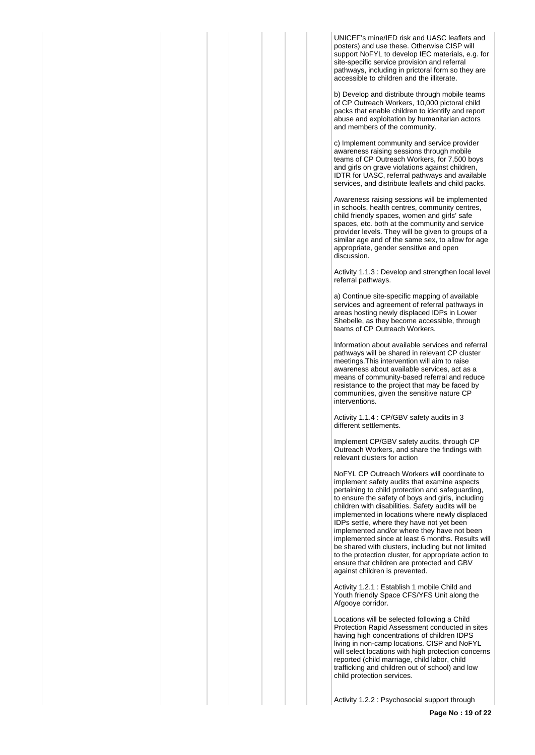UNICEF's mine/IED risk and UASC leaflets and posters) and use these. Otherwise CISP will support NoFYL to develop IEC materials, e.g. for site-specific service provision and referral pathways, including in prictoral form so they are accessible to children and the illiterate.

b) Develop and distribute through mobile teams of CP Outreach Workers, 10,000 pictoral child packs that enable children to identify and report abuse and exploitation by humanitarian actors and members of the community.

c) Implement community and service provider awareness raising sessions through mobile teams of CP Outreach Workers, for 7,500 boys and girls on grave violations against children, IDTR for UASC, referral pathways and available services, and distribute leaflets and child packs.

Awareness raising sessions will be implemented in schools, health centres, community centres, child friendly spaces, women and girls' safe spaces, etc. both at the community and service provider levels. They will be given to groups of a similar age and of the same sex, to allow for age appropriate, gender sensitive and open discussion.

Activity 1.1.3 : Develop and strengthen local level referral pathways.

a) Continue site-specific mapping of available services and agreement of referral pathways in areas hosting newly displaced IDPs in Lower Shebelle, as they become accessible, through teams of CP Outreach Workers.

Information about available services and referral pathways will be shared in relevant CP cluster meetings.This intervention will aim to raise awareness about available services, act as a means of community-based referral and reduce resistance to the project that may be faced by communities, given the sensitive nature CP interventions.

Activity 1.1.4 : CP/GBV safety audits in 3 different settlements.

Implement CP/GBV safety audits, through CP Outreach Workers, and share the findings with relevant clusters for action

NoFYL CP Outreach Workers will coordinate to implement safety audits that examine aspects pertaining to child protection and safeguarding, to ensure the safety of boys and girls, including children with disabilities. Safety audits will be implemented in locations where newly displaced IDPs settle, where they have not yet been implemented and/or where they have not been implemented since at least 6 months. Results will be shared with clusters, including but not limited to the protection cluster, for appropriate action to ensure that children are protected and GBV against children is prevented.

Activity 1.2.1 : Establish 1 mobile Child and Youth friendly Space CFS/YFS Unit along the Afgooye corridor.

Locations will be selected following a Child Protection Rapid Assessment conducted in sites having high concentrations of children IDPS living in non-camp locations. CISP and NoFYL will select locations with high protection concerns reported (child marriage, child labor, child trafficking and children out of school) and low child protection services.

Activity 1.2.2 : Psychosocial support through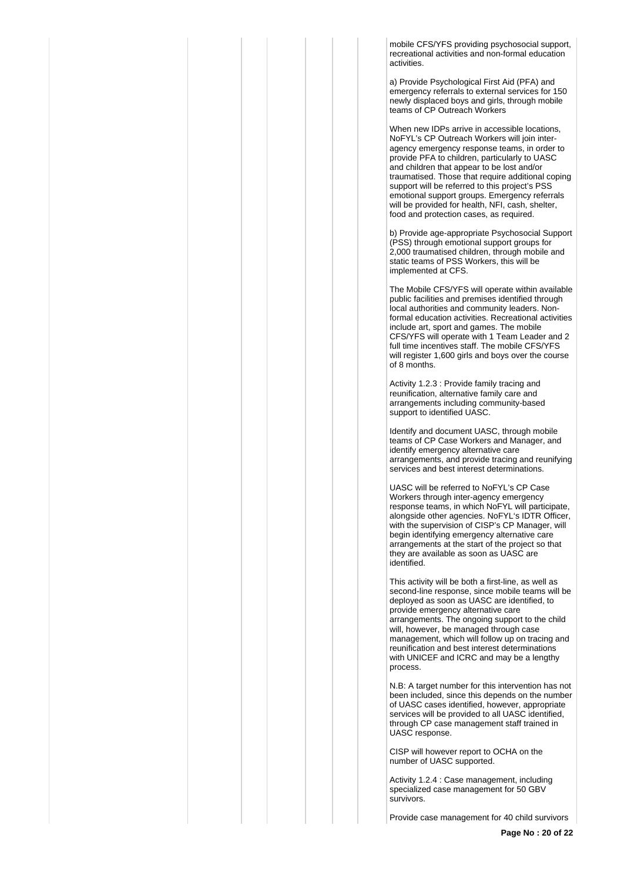mobile CFS/YFS providing psychosocial support, recreational activities and non-formal education activities.

a) Provide Psychological First Aid (PFA) and emergency referrals to external services for 150 newly displaced boys and girls, through mobile teams of CP Outreach Workers

When new IDPs arrive in accessible locations, NoFYL's CP Outreach Workers will join inter-agency emergency response teams, in order to provide PFA to children, particularly to UASC and children that appear to be lost and/or traumatised. Those that require additional coping support will be referred to this project's PSS emotional support groups. Emergency referrals will be provided for health, NFI, cash, shelter, food and protection cases, as required.

b) Provide age-appropriate Psychosocial Support (PSS) through emotional support groups for 2,000 traumatised children, through mobile and static teams of PSS Workers, this will be implemented at CFS.

The Mobile CFS/YFS will operate within available public facilities and premises identified through local authorities and community leaders. Non-formal education activities. Recreational activities include art, sport and games. The mobile CFS/YFS will operate with 1 Team Leader and 2 full time incentives staff. The mobile CFS/YFS will register 1,600 girls and boys over the course of 8 months.

Activity 1.2.3 : Provide family tracing and reunification, alternative family care and arrangements including community-based support to identified UASC.

Identify and document UASC, through mobile teams of CP Case Workers and Manager, and identify emergency alternative care arrangements, and provide tracing and reunifying services and best interest determinations.

UASC will be referred to NoFYL's CP Case Workers through inter-agency emergency response teams, in which NoFYL will participate, alongside other agencies. NoFYL's IDTR Officer, with the supervision of CISP's CP Manager, will begin identifying emergency alternative care arrangements at the start of the project so that they are available as soon as UASC are identified.

This activity will be both a first-line, as well as second-line response, since mobile teams will be deployed as soon as UASC are identified, to provide emergency alternative care arrangements. The ongoing support to the child will, however, be managed through case management, which will follow up on tracing and reunification and best interest determinations with UNICEF and ICRC and may be a lengthy process.

N.B: A target number for this intervention has not been included, since this depends on the number of UASC cases identified, however, appropriate services will be provided to all UASC identified, through CP case management staff trained in UASC response.

CISP will however report to OCHA on the number of UASC supported.

Activity 1.2.4 : Case management, including specialized case management for 50 GBV survivors.

Provide case management for 40 child survivors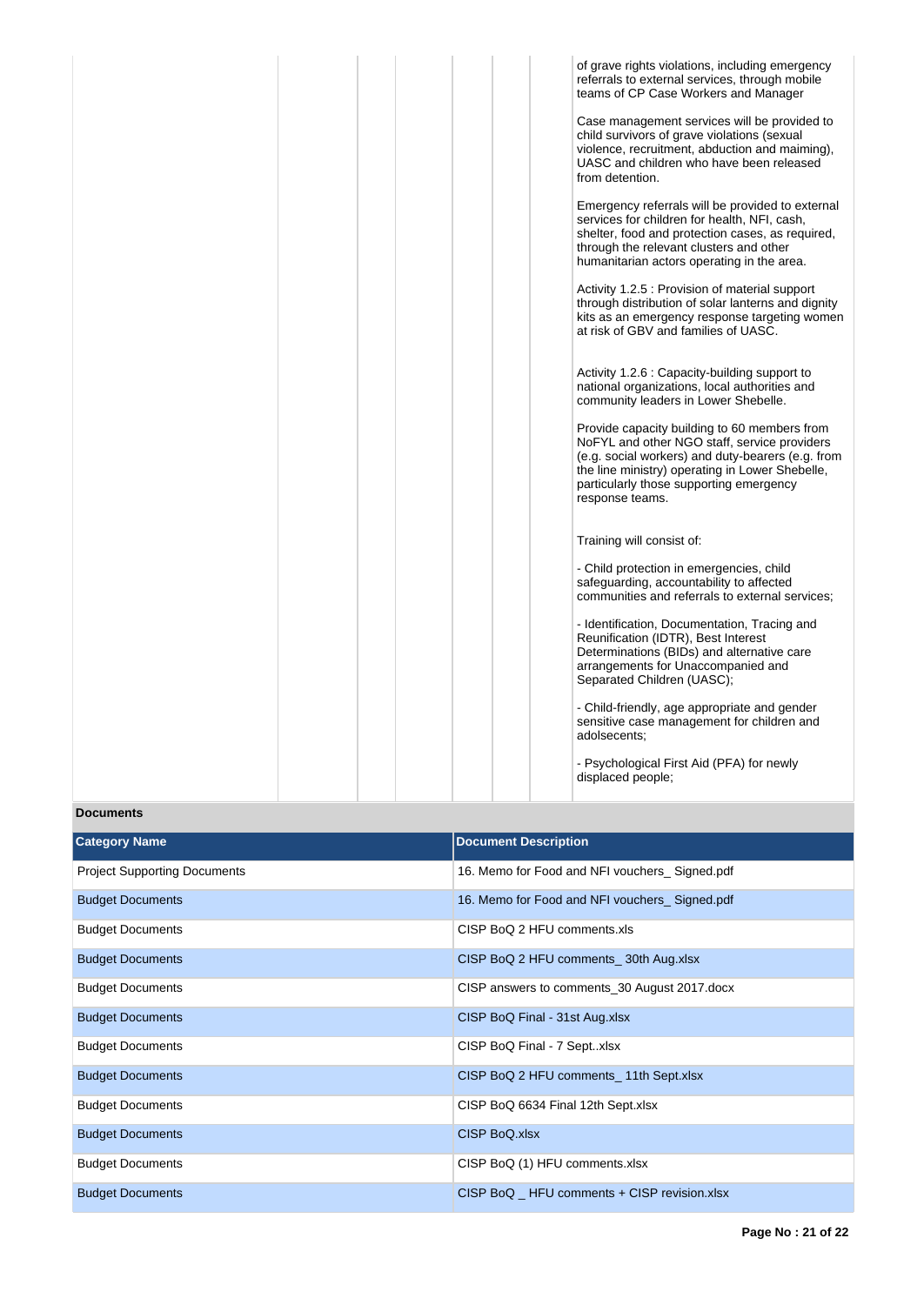| | | | | | | |
|---|---|---|---|---|---|---|
| | | | | | | of grave rights violations, including emergency referrals to external services, through mobile teams of CP Case Workers and Manager<br><br>Case management services will be provided to child survivors of grave violations (sexual violence, recruitment, abduction and maiming), UASC and children who have been released from detention.<br><br>Emergency referrals will be provided to external services for children for health, NFI, cash, shelter, food and protection cases, as required, through the relevant clusters and other humanitarian actors operating in the area.<br><br>Activity 1.2.5 : Provision of material support through distribution of solar lanterns and dignity kits as an emergency response targeting women at risk of GBV and families of UASC.<br><br>Activity 1.2.6 : Capacity-building support to national organizations, local authorities and community leaders in Lower Shebelle.<br><br>Provide capacity building to 60 members from NoFYL and other NGO staff, service providers (e.g. social workers) and duty-bearers (e.g. from the line ministry) operating in Lower Shebelle, particularly those supporting emergency response teams.<br><br>Training will consist of:<br><br>- Child protection in emergencies, child safeguarding, accountability to affected communities and referrals to external services;<br><br>- Identification, Documentation, Tracing and Reunification (IDTR), Best Interest Determinations (BIDs) and alternative care arrangements for Unaccompanied and Separated Children (UASC);<br><br>- Child-friendly, age appropriate and gender sensitive case management for children and adolsecents;<br><br>- Psychological First Aid (PFA) for newly displaced people; |

**Documents**

| Category Name | Document Description |
|---|---|
| Project Supporting Documents | 16. Memo for Food and NFI vouchers_ Signed.pdf |
| Budget Documents | 16. Memo for Food and NFI vouchers_ Signed.pdf |
| Budget Documents | CISP BoQ 2 HFU comments.xls |
| Budget Documents | CISP BoQ 2 HFU comments_ 30th Aug.xlsx |
| Budget Documents | CISP answers to comments_30 August 2017.docx |
| Budget Documents | CISP BoQ Final - 31st Aug.xlsx |
| Budget Documents | CISP BoQ Final - 7 Sept..xlsx |
| Budget Documents | CISP BoQ 2 HFU comments_ 11th Sept.xlsx |
| Budget Documents | CISP BoQ 6634 Final 12th Sept.xlsx |
| Budget Documents | CISP BoQ.xlsx |
| Budget Documents | CISP BoQ (1) HFU comments.xlsx |
| Budget Documents | CISP BoQ _ HFU comments + CISP revision.xlsx |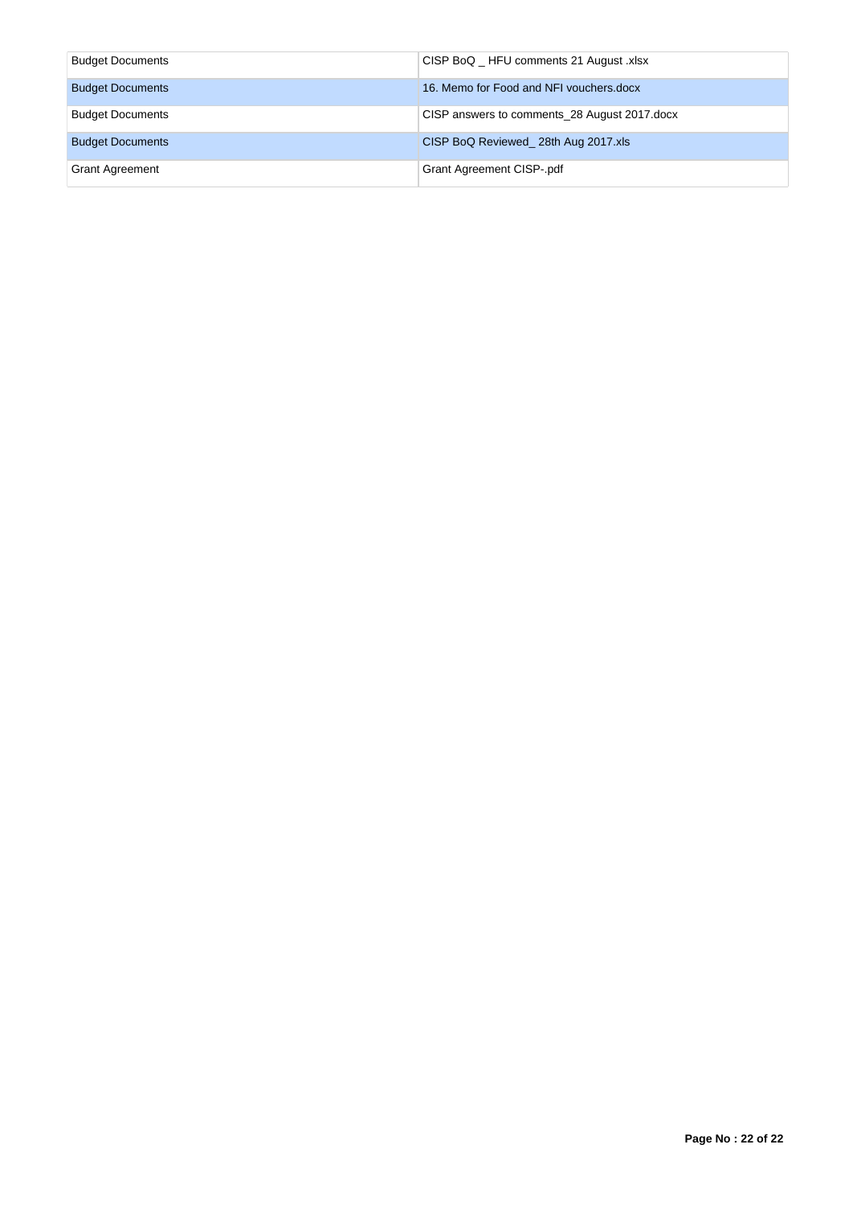| | |
|---|---|
| Budget Documents | CISP BoQ _ HFU comments 21 August .xlsx |
| Budget Documents | 16. Memo for Food and NFI vouchers.docx |
| Budget Documents | CISP answers to comments_28 August 2017.docx |
| Budget Documents | CISP BoQ Reviewed_ 28th Aug 2017.xls |
| Grant Agreement | Grant Agreement CISP-.pdf |